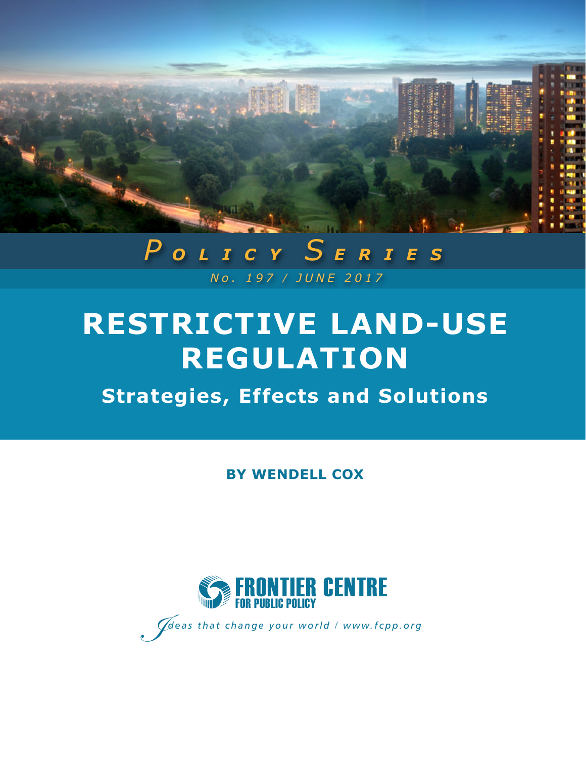*Policy Series*

*No. 197 / JUNE 2017*

# RESTRICTIVE LAND-USE REGULATION

## Strategies, Effects and Solutions

**BY WENDELL COX**

FRONTIER CENTRE FOR PUBLIC POLICY

*Ideas that change your world / www.fcpp.org*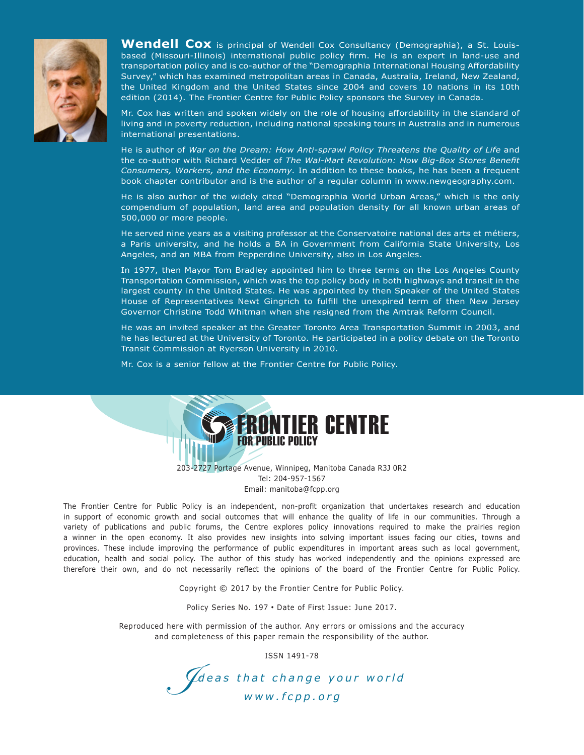**Wendell Cox** is principal of Wendell Cox Consultancy (Demographia), a St. Louis-based (Missouri-Illinois) international public policy firm. He is an expert in land-use and transportation policy and is co-author of the "Demographia International Housing Affordability Survey," which has examined metropolitan areas in Canada, Australia, Ireland, New Zealand, the United Kingdom and the United States since 2004 and covers 10 nations in its 10th edition (2014). The Frontier Centre for Public Policy sponsors the Survey in Canada.

Mr. Cox has written and spoken widely on the role of housing affordability in the standard of living and in poverty reduction, including national speaking tours in Australia and in numerous international presentations.

He is author of *War on the Dream: How Anti-sprawl Policy Threatens the Quality of Life* and the co-author with Richard Vedder of *The Wal-Mart Revolution: How Big-Box Stores Benefit Consumers, Workers, and the Economy*. In addition to these books, he has been a frequent book chapter contributor and is the author of a regular column in www.newgeography.com.

He is also author of the widely cited "Demographia World Urban Areas," which is the only compendium of population, land area and population density for all known urban areas of 500,000 or more people.

He served nine years as a visiting professor at the Conservatoire national des arts et métiers, a Paris university, and he holds a BA in Government from California State University, Los Angeles, and an MBA from Pepperdine University, also in Los Angeles.

In 1977, then Mayor Tom Bradley appointed him to three terms on the Los Angeles County Transportation Commission, which was the top policy body in both highways and transit in the largest county in the United States. He was appointed by then Speaker of the United States House of Representatives Newt Gingrich to fulfill the unexpired term of then New Jersey Governor Christine Todd Whitman when she resigned from the Amtrak Reform Council.

He was an invited speaker at the Greater Toronto Area Transportation Summit in 2003, and he has lectured at the University of Toronto. He participated in a policy debate on the Toronto Transit Commission at Ryerson University in 2010.

Mr. Cox is a senior fellow at the Frontier Centre for Public Policy.

**FRONTIER CENTRE**
**FOR PUBLIC POLICY**

203-2727 Portage Avenue, Winnipeg, Manitoba Canada R3J 0R2
Tel: 204-957-1567
Email: manitoba@fcpp.org

The Frontier Centre for Public Policy is an independent, non-profit organization that undertakes research and education in support of economic growth and social outcomes that will enhance the quality of life in our communities. Through a variety of publications and public forums, the Centre explores policy innovations required to make the prairies region a winner in the open economy. It also provides new insights into solving important issues facing our cities, towns and provinces. These include improving the performance of public expenditures in important areas such as local government, education, health and social policy. The author of this study has worked independently and the opinions expressed are therefore their own, and do not necessarily reflect the opinions of the board of the Frontier Centre for Public Policy.

Copyright © 2017 by the Frontier Centre for Public Policy.

Policy Series No. 197 • Date of First Issue: June 2017.

Reproduced here with permission of the author. Any errors or omissions and the accuracy and completeness of this paper remain the responsibility of the author.

ISSN 1491-78

*Ideas that change your world*
*www.fcpp.org*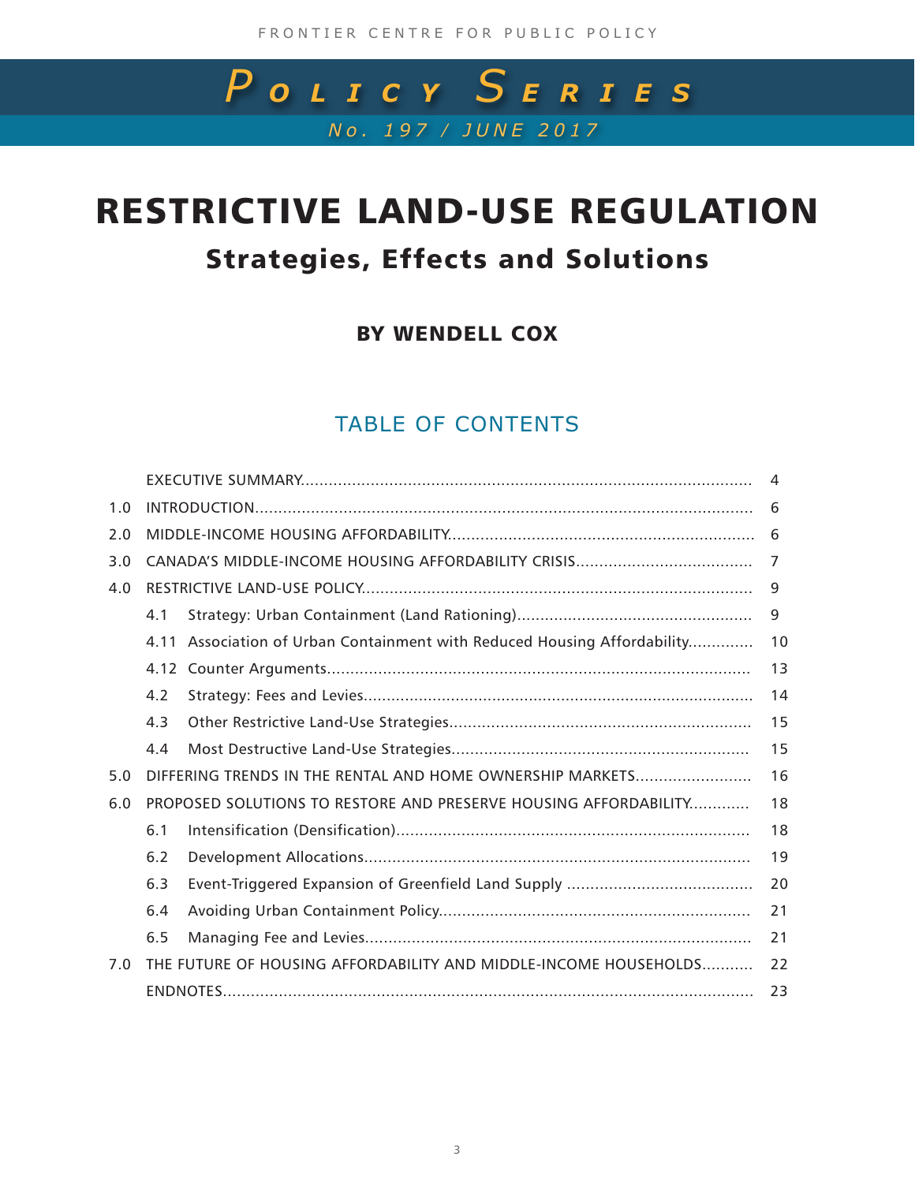FRONTIER CENTRE FOR PUBLIC POLICY

*POLICY SERIES*

*No. 197 / JUNE 2017*

# RESTRICTIVE LAND-USE REGULATION

## Strategies, Effects and Solutions

### BY WENDELL COX

## TABLE OF CONTENTS

| | | |
|---|---|---|
| | EXECUTIVE SUMMARY | 4 |
| 1.0 | INTRODUCTION | 6 |
| 2.0 | MIDDLE-INCOME HOUSING AFFORDABILITY | 6 |
| 3.0 | CANADA'S MIDDLE-INCOME HOUSING AFFORDABILITY CRISIS | 7 |
| 4.0 | RESTRICTIVE LAND-USE POLICY | 9 |
| | 4.1 Strategy: Urban Containment (Land Rationing) | 9 |
| | 4.11 Association of Urban Containment with Reduced Housing Affordability | 10 |
| | 4.12 Counter Arguments | 13 |
| | 4.2 Strategy: Fees and Levies | 14 |
| | 4.3 Other Restrictive Land-Use Strategies | 15 |
| | 4.4 Most Destructive Land-Use Strategies | 15 |
| 5.0 | DIFFERING TRENDS IN THE RENTAL AND HOME OWNERSHIP MARKETS | 16 |
| 6.0 | PROPOSED SOLUTIONS TO RESTORE AND PRESERVE HOUSING AFFORDABILITY | 18 |
| | 6.1 Intensification (Densification) | 18 |
| | 6.2 Development Allocations | 19 |
| | 6.3 Event-Triggered Expansion of Greenfield Land Supply | 20 |
| | 6.4 Avoiding Urban Containment Policy | 21 |
| | 6.5 Managing Fee and Levies | 21 |
| 7.0 | THE FUTURE OF HOUSING AFFORDABILITY AND MIDDLE-INCOME HOUSEHOLDS | 22 |
| | ENDNOTES | 23 |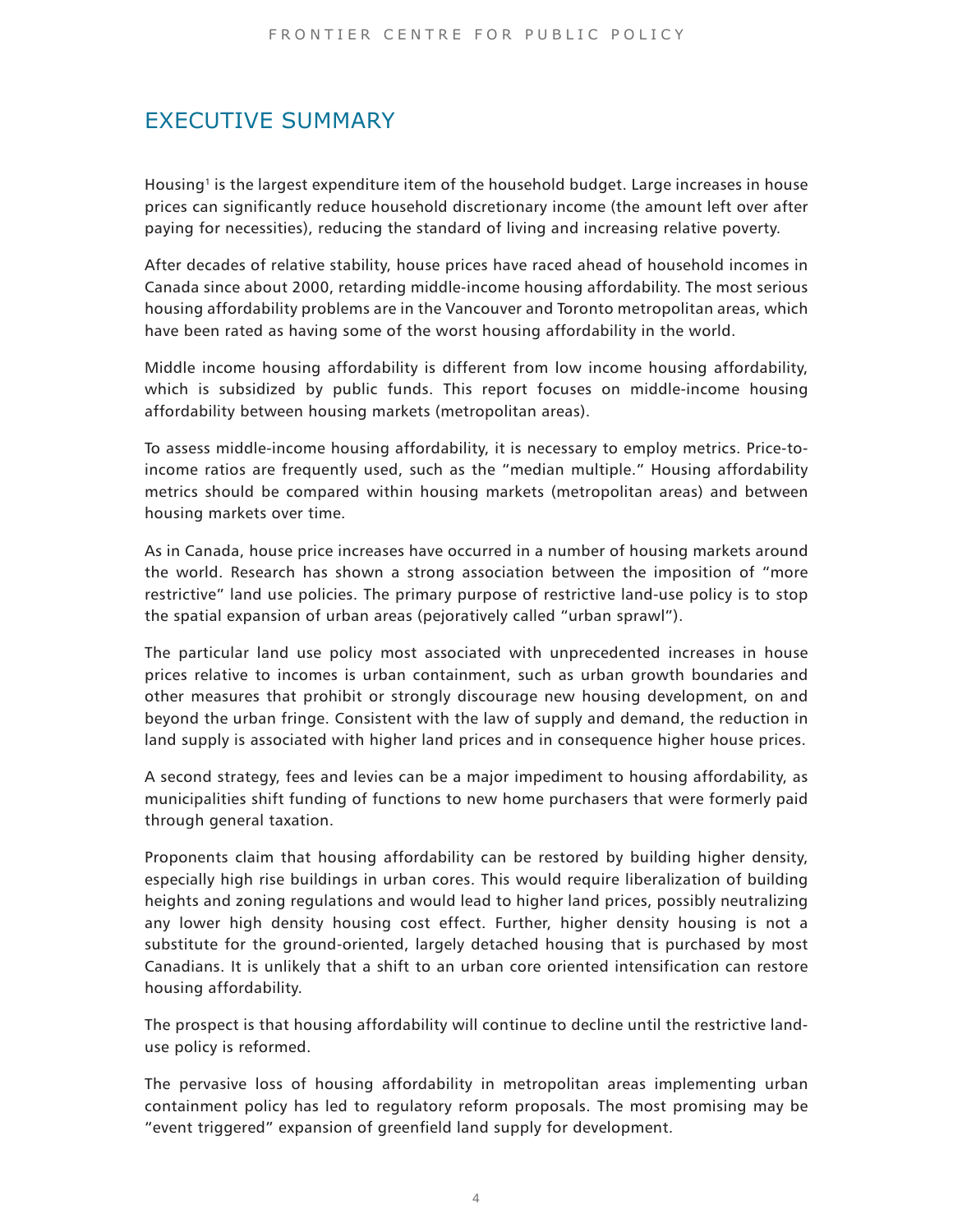# EXECUTIVE SUMMARY

Housing[1] is the largest expenditure item of the household budget. Large increases in house prices can significantly reduce household discretionary income (the amount left over after paying for necessities), reducing the standard of living and increasing relative poverty.

After decades of relative stability, house prices have raced ahead of household incomes in Canada since about 2000, retarding middle-income housing affordability. The most serious housing affordability problems are in the Vancouver and Toronto metropolitan areas, which have been rated as having some of the worst housing affordability in the world.

Middle income housing affordability is different from low income housing affordability, which is subsidized by public funds. This report focuses on middle-income housing affordability between housing markets (metropolitan areas).

To assess middle-income housing affordability, it is necessary to employ metrics. Price-to-income ratios are frequently used, such as the "median multiple." Housing affordability metrics should be compared within housing markets (metropolitan areas) and between housing markets over time.

As in Canada, house price increases have occurred in a number of housing markets around the world. Research has shown a strong association between the imposition of "more restrictive" land use policies. The primary purpose of restrictive land-use policy is to stop the spatial expansion of urban areas (pejoratively called "urban sprawl").

The particular land use policy most associated with unprecedented increases in house prices relative to incomes is urban containment, such as urban growth boundaries and other measures that prohibit or strongly discourage new housing development, on and beyond the urban fringe. Consistent with the law of supply and demand, the reduction in land supply is associated with higher land prices and in consequence higher house prices.

A second strategy, fees and levies can be a major impediment to housing affordability, as municipalities shift funding of functions to new home purchasers that were formerly paid through general taxation.

Proponents claim that housing affordability can be restored by building higher density, especially high rise buildings in urban cores. This would require liberalization of building heights and zoning regulations and would lead to higher land prices, possibly neutralizing any lower high density housing cost effect. Further, higher density housing is not a substitute for the ground-oriented, largely detached housing that is purchased by most Canadians. It is unlikely that a shift to an urban core oriented intensification can restore housing affordability.

The prospect is that housing affordability will continue to decline until the restrictive land-use policy is reformed.

The pervasive loss of housing affordability in metropolitan areas implementing urban containment policy has led to regulatory reform proposals. The most promising may be "event triggered" expansion of greenfield land supply for development.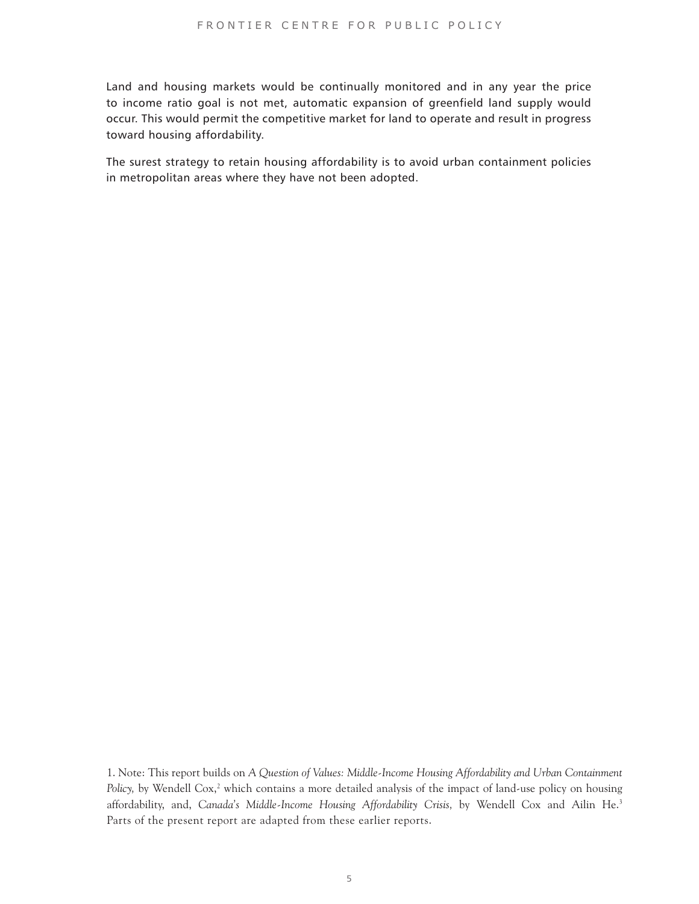Land and housing markets would be continually monitored and in any year the price to income ratio goal is not met, automatic expansion of greenfield land supply would occur. This would permit the competitive market for land to operate and result in progress toward housing affordability.

The surest strategy to retain housing affordability is to avoid urban containment policies in metropolitan areas where they have not been adopted.

1. Note: This report builds on *A Question of Values: Middle-Income Housing Affordability and Urban Containment Policy,* by Wendell Cox,[2] which contains a more detailed analysis of the impact of land-use policy on housing affordability, and, *Canada's Middle-Income Housing Affordability Crisis,* by Wendell Cox and Ailin He.[3] Parts of the present report are adapted from these earlier reports.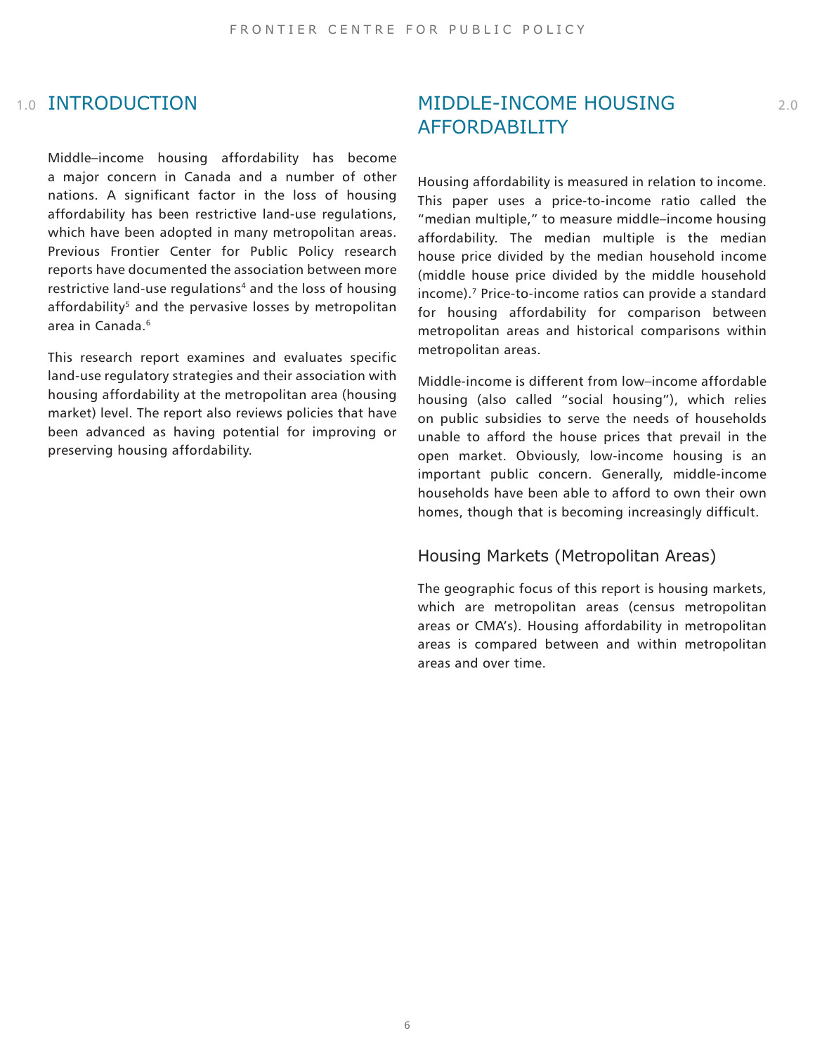# 1.0 INTRODUCTION

Middle–income housing affordability has become a major concern in Canada and a number of other nations. A significant factor in the loss of housing affordability has been restrictive land-use regulations, which have been adopted in many metropolitan areas. Previous Frontier Center for Public Policy research reports have documented the association between more restrictive land-use regulations[4] and the loss of housing affordability[5] and the pervasive losses by metropolitan area in Canada.[6]

This research report examines and evaluates specific land-use regulatory strategies and their association with housing affordability at the metropolitan area (housing market) level. The report also reviews policies that have been advanced as having potential for improving or preserving housing affordability.

# 2.0 MIDDLE-INCOME HOUSING AFFORDABILITY

Housing affordability is measured in relation to income. This paper uses a price-to-income ratio called the "median multiple," to measure middle–income housing affordability. The median multiple is the median house price divided by the median household income (middle house price divided by the middle household income).[7] Price-to-income ratios can provide a standard for housing affordability for comparison between metropolitan areas and historical comparisons within metropolitan areas.

Middle-income is different from low–income affordable housing (also called "social housing"), which relies on public subsidies to serve the needs of households unable to afford the house prices that prevail in the open market. Obviously, low-income housing is an important public concern. Generally, middle-income households have been able to afford to own their own homes, though that is becoming increasingly difficult.

## Housing Markets (Metropolitan Areas)

The geographic focus of this report is housing markets, which are metropolitan areas (census metropolitan areas or CMA's). Housing affordability in metropolitan areas is compared between and within metropolitan areas and over time.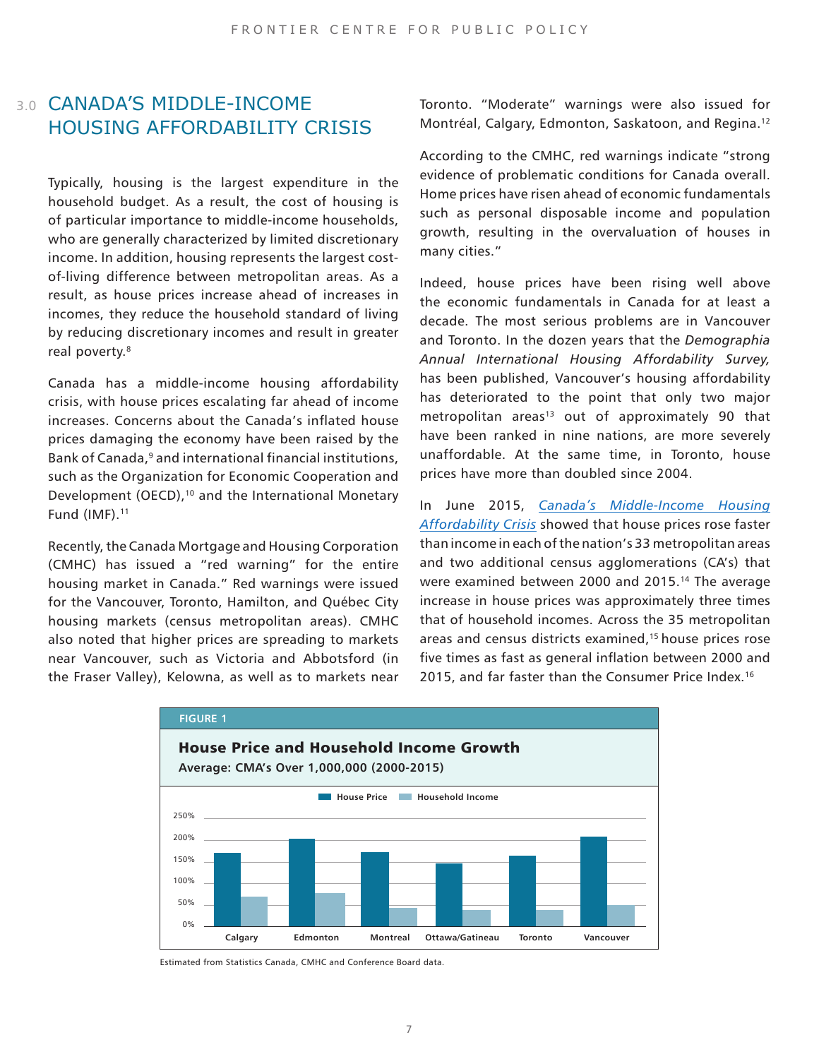## 3.0 CANADA'S MIDDLE-INCOME HOUSING AFFORDABILITY CRISIS

Typically, housing is the largest expenditure in the household budget. As a result, the cost of housing is of particular importance to middle-income households, who are generally characterized by limited discretionary income. In addition, housing represents the largest cost-of-living difference between metropolitan areas. As a result, as house prices increase ahead of increases in incomes, they reduce the household standard of living by reducing discretionary incomes and result in greater real poverty.[8]

Canada has a middle-income housing affordability crisis, with house prices escalating far ahead of income increases. Concerns about the Canada's inflated house prices damaging the economy have been raised by the Bank of Canada,[9] and international financial institutions, such as the Organization for Economic Cooperation and Development (OECD),[10] and the International Monetary Fund (IMF).[11]

Recently, the Canada Mortgage and Housing Corporation (CMHC) has issued a "red warning" for the entire housing market in Canada." Red warnings were issued for the Vancouver, Toronto, Hamilton, and Québec City housing markets (census metropolitan areas). CMHC also noted that higher prices are spreading to markets near Vancouver, such as Victoria and Abbotsford (in the Fraser Valley), Kelowna, as well as to markets near Toronto. "Moderate" warnings were also issued for Montréal, Calgary, Edmonton, Saskatoon, and Regina.[12]

According to the CMHC, red warnings indicate "strong evidence of problematic conditions for Canada overall. Home prices have risen ahead of economic fundamentals such as personal disposable income and population growth, resulting in the overvaluation of houses in many cities."

Indeed, house prices have been rising well above the economic fundamentals in Canada for at least a decade. The most serious problems are in Vancouver and Toronto. In the dozen years that the *Demographia Annual International Housing Affordability Survey,* has been published, Vancouver's housing affordability has deteriorated to the point that only two major metropolitan areas[13] out of approximately 90 that have been ranked in nine nations, are more severely unaffordable. At the same time, in Toronto, house prices have more than doubled since 2004.

In June 2015, *Canada's Middle-Income Housing Affordability Crisis* showed that house prices rose faster than income in each of the nation's 33 metropolitan areas and two additional census agglomerations (CA's) that were examined between 2000 and 2015.[14] The average increase in house prices was approximately three times that of household incomes. Across the 35 metropolitan areas and census districts examined,[15] house prices rose five times as fast as general inflation between 2000 and 2015, and far faster than the Consumer Price Index.[16]

**FIGURE 1**

**House Price and Household Income Growth**
**Average: CMA's Over 1,000,000 (2000-2015)**

| CMA | House Price | Household Income |
|---|---|---|
| Calgary | ~170% | ~70% |
| Edmonton | ~202% | ~78% |
| Montreal | ~172% | ~45% |
| Ottawa/Gatineau | ~147% | ~40% |
| Toronto | ~164% | ~40% |
| Vancouver | ~207% | ~50% |

Estimated from Statistics Canada, CMHC and Conference Board data.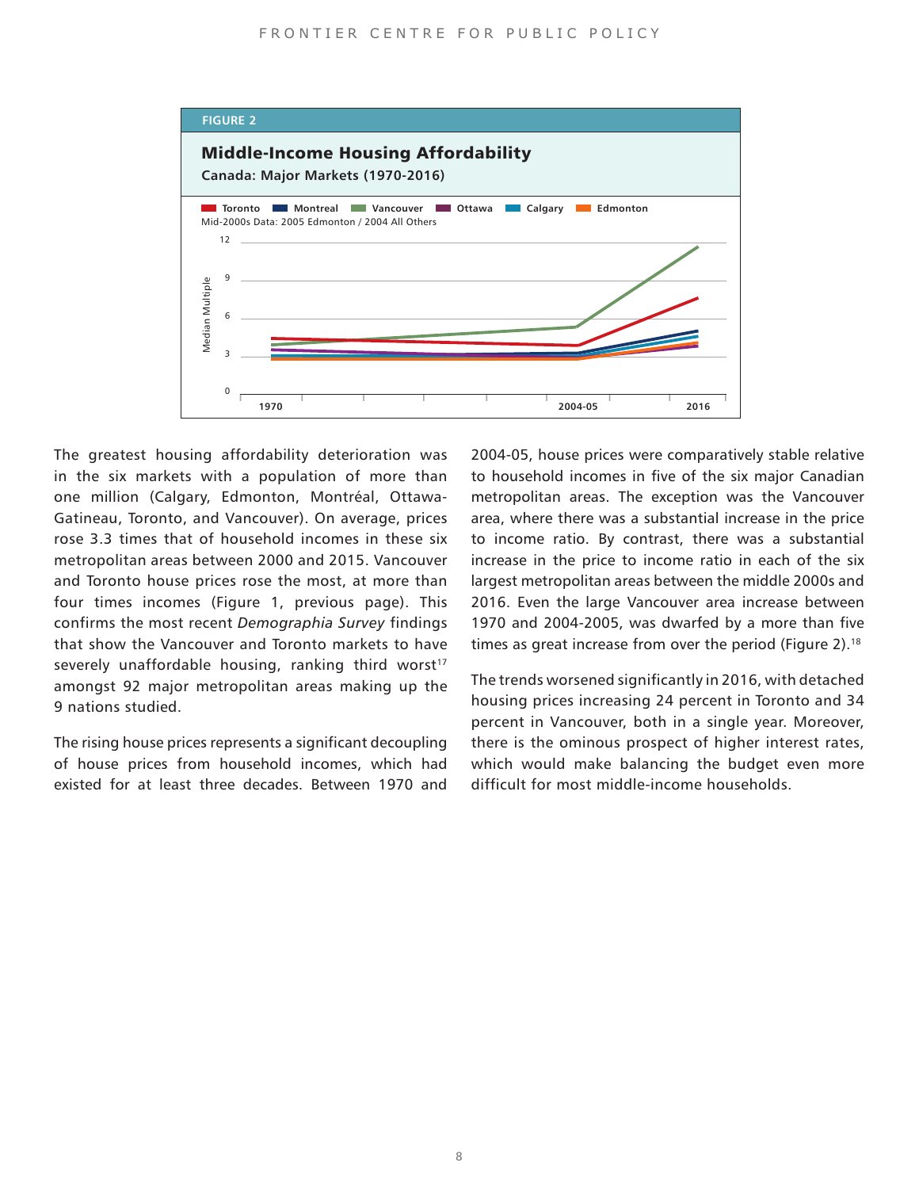**FIGURE 2**

**Middle-Income Housing Affordability**

**Canada: Major Markets (1970-2016)**

The greatest housing affordability deterioration was in the six markets with a population of more than one million (Calgary, Edmonton, Montréal, Ottawa-Gatineau, Toronto, and Vancouver). On average, prices rose 3.3 times that of household incomes in these six metropolitan areas between 2000 and 2015. Vancouver and Toronto house prices rose the most, at more than four times incomes (Figure 1, previous page). This confirms the most recent *Demographia Survey* findings that show the Vancouver and Toronto markets to have severely unaffordable housing, ranking third worst[17] amongst 92 major metropolitan areas making up the 9 nations studied.

The rising house prices represents a significant decoupling of house prices from household incomes, which had existed for at least three decades. Between 1970 and 2004-05, house prices were comparatively stable relative to household incomes in five of the six major Canadian metropolitan areas. The exception was the Vancouver area, where there was a substantial increase in the price to income ratio. By contrast, there was a substantial increase in the price to income ratio in each of the six largest metropolitan areas between the middle 2000s and 2016. Even the large Vancouver area increase between 1970 and 2004-2005, was dwarfed by a more than five times as great increase from over the period (Figure 2).[18]

The trends worsened significantly in 2016, with detached housing prices increasing 24 percent in Toronto and 34 percent in Vancouver, both in a single year. Moreover, there is the ominous prospect of higher interest rates, which would make balancing the budget even more difficult for most middle-income households.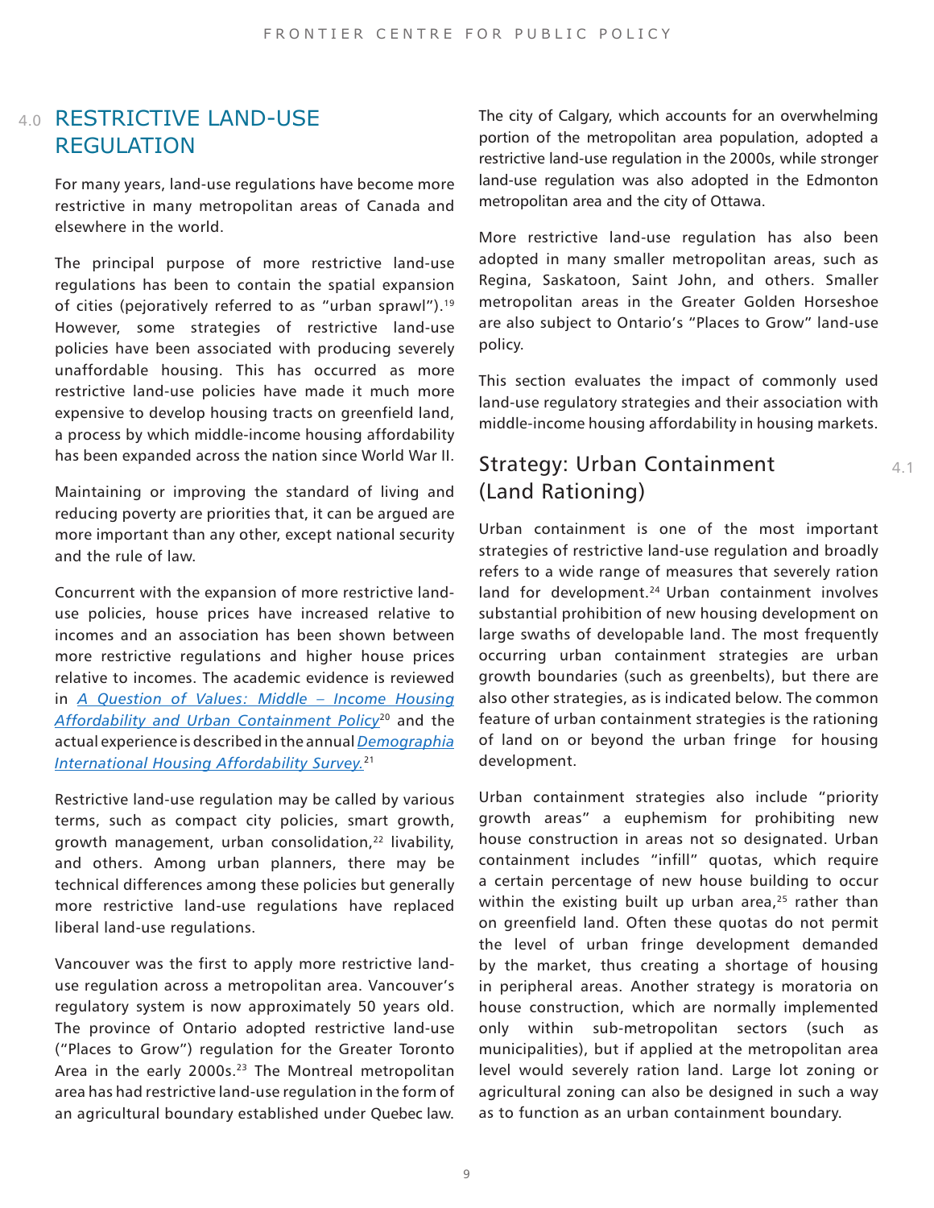## 4.0 RESTRICTIVE LAND-USE REGULATION

For many years, land-use regulations have become more restrictive in many metropolitan areas of Canada and elsewhere in the world.

The principal purpose of more restrictive land-use regulations has been to contain the spatial expansion of cities (pejoratively referred to as "urban sprawl").[19] However, some strategies of restrictive land-use policies have been associated with producing severely unaffordable housing. This has occurred as more restrictive land-use policies have made it much more expensive to develop housing tracts on greenfield land, a process by which middle-income housing affordability has been expanded across the nation since World War II.

Maintaining or improving the standard of living and reducing poverty are priorities that, it can be argued are more important than any other, except national security and the rule of law.

Concurrent with the expansion of more restrictive land-use policies, house prices have increased relative to incomes and an association has been shown between more restrictive regulations and higher house prices relative to incomes. The academic evidence is reviewed in *A Question of Values: Middle – Income Housing Affordability and Urban Containment Policy*[20] and the actual experience is described in the annual *Demographia International Housing Affordability Survey.*[21]

Restrictive land-use regulation may be called by various terms, such as compact city policies, smart growth, growth management, urban consolidation,[22] livability, and others. Among urban planners, there may be technical differences among these policies but generally more restrictive land-use regulations have replaced liberal land-use regulations.

Vancouver was the first to apply more restrictive land-use regulation across a metropolitan area. Vancouver's regulatory system is now approximately 50 years old. The province of Ontario adopted restrictive land-use ("Places to Grow") regulation for the Greater Toronto Area in the early 2000s.[23] The Montreal metropolitan area has had restrictive land-use regulation in the form of an agricultural boundary established under Quebec law. The city of Calgary, which accounts for an overwhelming portion of the metropolitan area population, adopted a restrictive land-use regulation in the 2000s, while stronger land-use regulation was also adopted in the Edmonton metropolitan area and the city of Ottawa.

More restrictive land-use regulation has also been adopted in many smaller metropolitan areas, such as Regina, Saskatoon, Saint John, and others. Smaller metropolitan areas in the Greater Golden Horseshoe are also subject to Ontario's "Places to Grow" land-use policy.

This section evaluates the impact of commonly used land-use regulatory strategies and their association with middle-income housing affordability in housing markets.

### 4.1 Strategy: Urban Containment (Land Rationing)

Urban containment is one of the most important strategies of restrictive land-use regulation and broadly refers to a wide range of measures that severely ration land for development.[24] Urban containment involves substantial prohibition of new housing development on large swaths of developable land. The most frequently occurring urban containment strategies are urban growth boundaries (such as greenbelts), but there are also other strategies, as is indicated below. The common feature of urban containment strategies is the rationing of land on or beyond the urban fringe for housing development.

Urban containment strategies also include "priority growth areas" a euphemism for prohibiting new house construction in areas not so designated. Urban containment includes "infill" quotas, which require a certain percentage of new house building to occur within the existing built up urban area,[25] rather than on greenfield land. Often these quotas do not permit the level of urban fringe development demanded by the market, thus creating a shortage of housing in peripheral areas. Another strategy is moratoria on house construction, which are normally implemented only within sub-metropolitan sectors (such as municipalities), but if applied at the metropolitan area level would severely ration land. Large lot zoning or agricultural zoning can also be designed in such a way as to function as an urban containment boundary.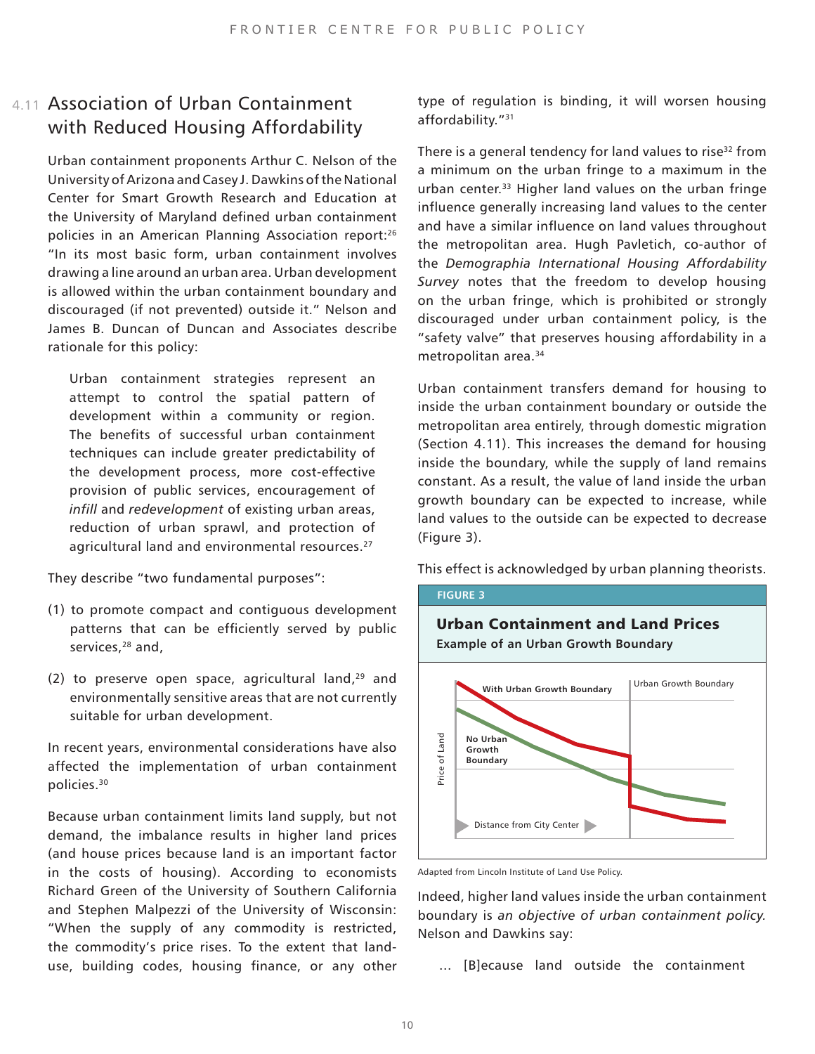## 4.11 Association of Urban Containment with Reduced Housing Affordability

Urban containment proponents Arthur C. Nelson of the University of Arizona and Casey J. Dawkins of the National Center for Smart Growth Research and Education at the University of Maryland defined urban containment policies in an American Planning Association report:[26] "In its most basic form, urban containment involves drawing a line around an urban area. Urban development is allowed within the urban containment boundary and discouraged (if not prevented) outside it." Nelson and James B. Duncan of Duncan and Associates describe rationale for this policy:

> Urban containment strategies represent an attempt to control the spatial pattern of development within a community or region. The benefits of successful urban containment techniques can include greater predictability of the development process, more cost-effective provision of public services, encouragement of *infill* and *redevelopment* of existing urban areas, reduction of urban sprawl, and protection of agricultural land and environmental resources.[27]

They describe "two fundamental purposes":

(1) to promote compact and contiguous development patterns that can be efficiently served by public services,[28] and,

(2) to preserve open space, agricultural land,[29] and environmentally sensitive areas that are not currently suitable for urban development.

In recent years, environmental considerations have also affected the implementation of urban containment policies.[30]

Because urban containment limits land supply, but not demand, the imbalance results in higher land prices (and house prices because land is an important factor in the costs of housing). According to economists Richard Green of the University of Southern California and Stephen Malpezzi of the University of Wisconsin: "When the supply of any commodity is restricted, the commodity's price rises. To the extent that land-use, building codes, housing finance, or any other type of regulation is binding, it will worsen housing affordability."[31]

There is a general tendency for land values to rise[32] from a minimum on the urban fringe to a maximum in the urban center.[33] Higher land values on the urban fringe influence generally increasing land values to the center and have a similar influence on land values throughout the metropolitan area. Hugh Pavletich, co-author of the *Demographia International Housing Affordability Survey* notes that the freedom to develop housing on the urban fringe, which is prohibited or strongly discouraged under urban containment policy, is the "safety valve" that preserves housing affordability in a metropolitan area.[34]

Urban containment transfers demand for housing to inside the urban containment boundary or outside the metropolitan area entirely, through domestic migration (Section 4.11). This increases the demand for housing inside the boundary, while the supply of land remains constant. As a result, the value of land inside the urban growth boundary can be expected to increase, while land values to the outside can be expected to decrease (Figure 3).

This effect is acknowledged by urban planning theorists.

**FIGURE 3**

**Urban Containment and Land Prices**

**Example of an Urban Growth Boundary**

Adapted from Lincoln Institute of Land Use Policy.

Indeed, higher land values inside the urban containment boundary is *an objective of urban containment policy.* Nelson and Dawkins say:

> ... [B]ecause land outside the containment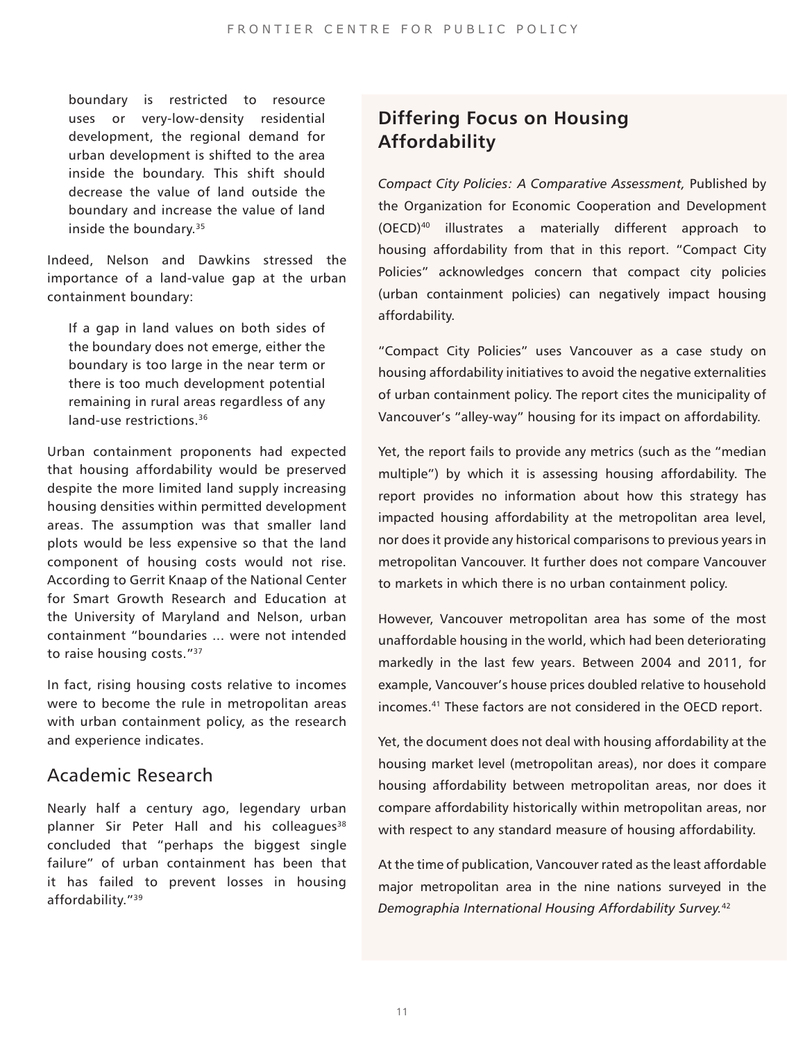> boundary is restricted to resource uses or very-low-density residential development, the regional demand for urban development is shifted to the area inside the boundary. This shift should decrease the value of land outside the boundary and increase the value of land inside the boundary.[35]

Indeed, Nelson and Dawkins stressed the importance of a land-value gap at the urban containment boundary:

> If a gap in land values on both sides of the boundary does not emerge, either the boundary is too large in the near term or there is too much development potential remaining in rural areas regardless of any land-use restrictions.[36]

Urban containment proponents had expected that housing affordability would be preserved despite the more limited land supply increasing housing densities within permitted development areas. The assumption was that smaller land plots would be less expensive so that the land component of housing costs would not rise. According to Gerrit Knaap of the National Center for Smart Growth Research and Education at the University of Maryland and Nelson, urban containment "boundaries ... were not intended to raise housing costs."[37]

In fact, rising housing costs relative to incomes were to become the rule in metropolitan areas with urban containment policy, as the research and experience indicates.

## Academic Research

Nearly half a century ago, legendary urban planner Sir Peter Hall and his colleagues[38] concluded that "perhaps the biggest single failure" of urban containment has been that it has failed to prevent losses in housing affordability."[39]

## Differing Focus on Housing Affordability

*Compact City Policies: A Comparative Assessment,* Published by the Organization for Economic Cooperation and Development (OECD)[40] illustrates a materially different approach to housing affordability from that in this report. "Compact City Policies" acknowledges concern that compact city policies (urban containment policies) can negatively impact housing affordability.

"Compact City Policies" uses Vancouver as a case study on housing affordability initiatives to avoid the negative externalities of urban containment policy. The report cites the municipality of Vancouver's "alley-way" housing for its impact on affordability.

Yet, the report fails to provide any metrics (such as the "median multiple") by which it is assessing housing affordability. The report provides no information about how this strategy has impacted housing affordability at the metropolitan area level, nor does it provide any historical comparisons to previous years in metropolitan Vancouver. It further does not compare Vancouver to markets in which there is no urban containment policy.

However, Vancouver metropolitan area has some of the most unaffordable housing in the world, which had been deteriorating markedly in the last few years. Between 2004 and 2011, for example, Vancouver's house prices doubled relative to household incomes.[41] These factors are not considered in the OECD report.

Yet, the document does not deal with housing affordability at the housing market level (metropolitan areas), nor does it compare housing affordability between metropolitan areas, nor does it compare affordability historically within metropolitan areas, nor with respect to any standard measure of housing affordability.

At the time of publication, Vancouver rated as the least affordable major metropolitan area in the nine nations surveyed in the *Demographia International Housing Affordability Survey.*[42]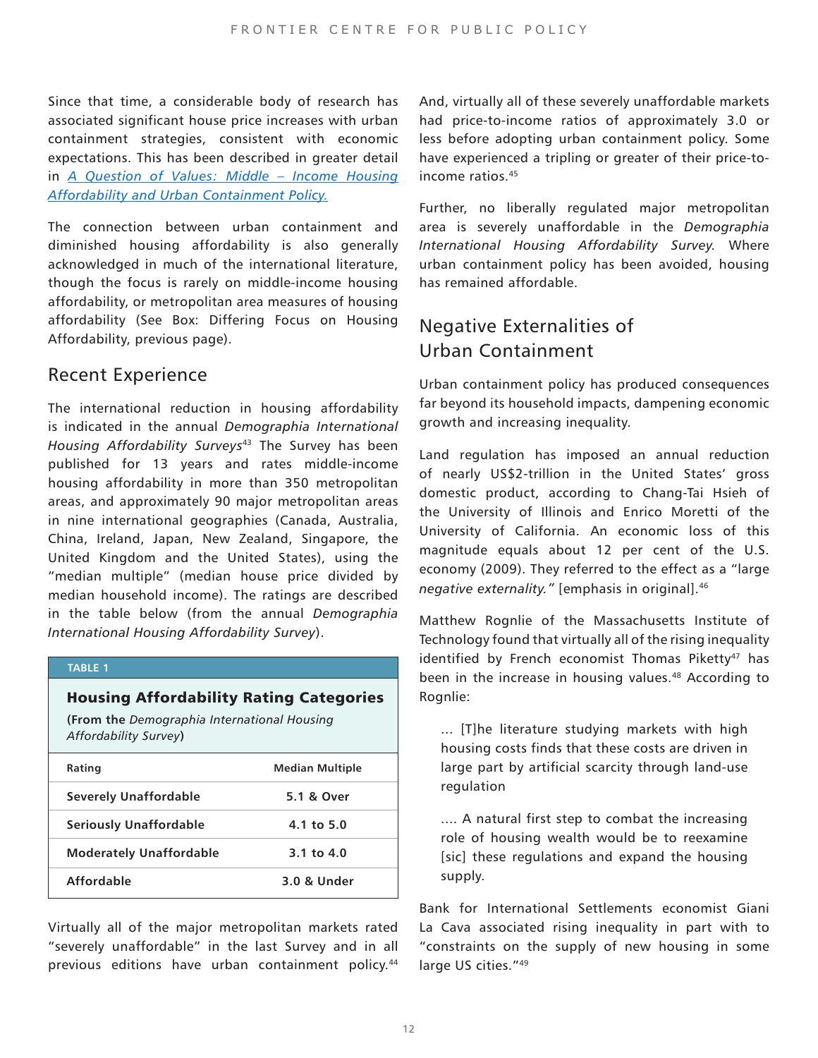Since that time, a considerable body of research has associated significant house price increases with urban containment strategies, consistent with economic expectations. This has been described in greater detail in [*A Question of Values: Middle – Income Housing Affordability and Urban Containment Policy.*]()

The connection between urban containment and diminished housing affordability is also generally acknowledged in much of the international literature, though the focus is rarely on middle-income housing affordability, or metropolitan area measures of housing affordability (See Box: Differing Focus on Housing Affordability, previous page).

## Recent Experience

The international reduction in housing affordability is indicated in the annual *Demographia International Housing Affordability Surveys*[43] The Survey has been published for 13 years and rates middle-income housing affordability in more than 350 metropolitan areas, and approximately 90 major metropolitan areas in nine international geographies (Canada, Australia, China, Ireland, Japan, New Zealand, Singapore, the United Kingdom and the United States), using the "median multiple" (median house price divided by median household income). The ratings are described in the table below (from the annual *Demographia International Housing Affordability Survey*).

**TABLE 1**

**Housing Affordability Rating Categories**

**(From the *Demographia International Housing Affordability Survey*)**

| Rating | Median Multiple |
|---|---|
| Severely Unaffordable | 5.1 & Over |
| Seriously Unaffordable | 4.1 to 5.0 |
| Moderately Unaffordable | 3.1 to 4.0 |
| Affordable | 3.0 & Under |

Virtually all of the major metropolitan markets rated "severely unaffordable" in the last Survey and in all previous editions have urban containment policy.[44] And, virtually all of these severely unaffordable markets had price-to-income ratios of approximately 3.0 or less before adopting urban containment policy. Some have experienced a tripling or greater of their price-to-income ratios.[45]

Further, no liberally regulated major metropolitan area is severely unaffordable in the *Demographia International Housing Affordability Survey.* Where urban containment policy has been avoided, housing has remained affordable.

## Negative Externalities of Urban Containment

Urban containment policy has produced consequences far beyond its household impacts, dampening economic growth and increasing inequality.

Land regulation has imposed an annual reduction of nearly US$2-trillion in the United States' gross domestic product, according to Chang-Tai Hsieh of the University of Illinois and Enrico Moretti of the University of California. An economic loss of this magnitude equals about 12 per cent of the U.S. economy (2009). They referred to the effect as a "large *negative externality."* [emphasis in original].[46]

Matthew Rognlie of the Massachusetts Institute of Technology found that virtually all of the rising inequality identified by French economist Thomas Piketty[47] has been in the increase in housing values.[48] According to Rognlie:

> … [T]he literature studying markets with high housing costs finds that these costs are driven in large part by artificial scarcity through land-use regulation
>
> …. A natural first step to combat the increasing role of housing wealth would be to reexamine [sic] these regulations and expand the housing supply.

Bank for International Settlements economist Giani La Cava associated rising inequality in part with to "constraints on the supply of new housing in some large US cities."[49]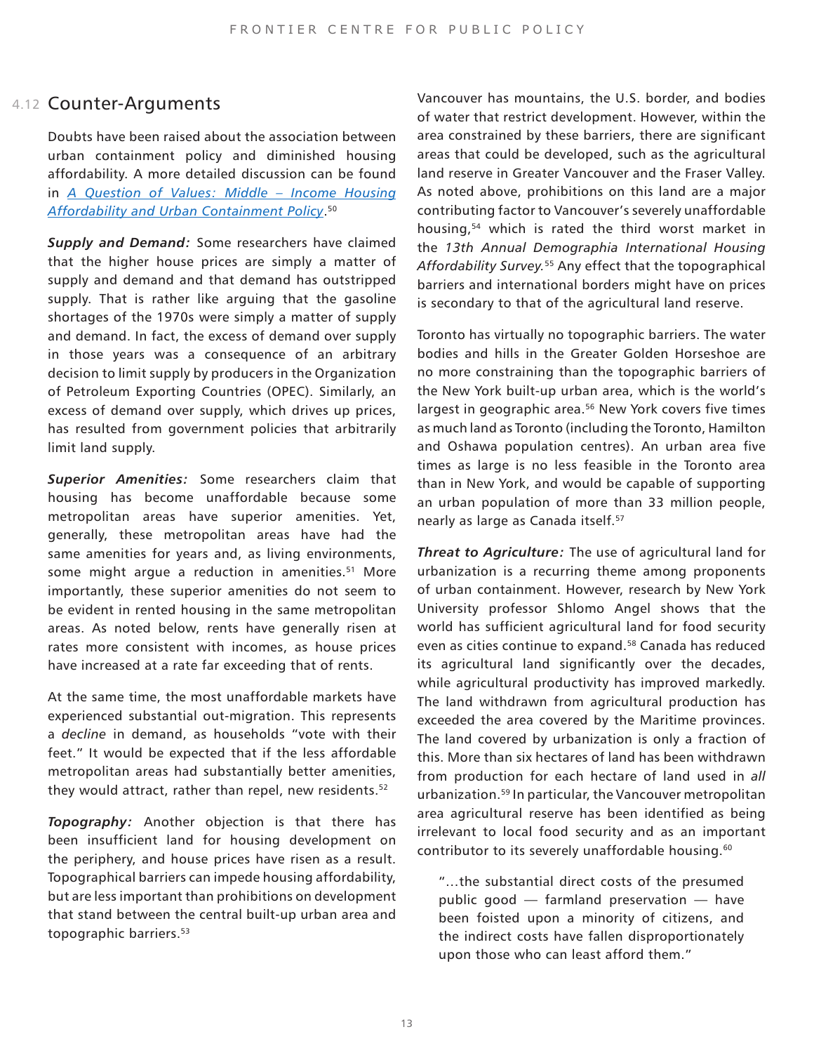## 4.12 Counter-Arguments

Doubts have been raised about the association between urban containment policy and diminished housing affordability. A more detailed discussion can be found in [*A Question of Values: Middle – Income Housing Affordability and Urban Containment Policy*](#).[50]

***Supply and Demand:*** Some researchers have claimed that the higher house prices are simply a matter of supply and demand and that demand has outstripped supply. That is rather like arguing that the gasoline shortages of the 1970s were simply a matter of supply and demand. In fact, the excess of demand over supply in those years was a consequence of an arbitrary decision to limit supply by producers in the Organization of Petroleum Exporting Countries (OPEC). Similarly, an excess of demand over supply, which drives up prices, has resulted from government policies that arbitrarily limit land supply.

***Superior Amenities:*** Some researchers claim that housing has become unaffordable because some metropolitan areas have superior amenities. Yet, generally, these metropolitan areas have had the same amenities for years and, as living environments, some might argue a reduction in amenities.[51] More importantly, these superior amenities do not seem to be evident in rented housing in the same metropolitan areas. As noted below, rents have generally risen at rates more consistent with incomes, as house prices have increased at a rate far exceeding that of rents.

At the same time, the most unaffordable markets have experienced substantial out-migration. This represents a *decline* in demand, as households "vote with their feet." It would be expected that if the less affordable metropolitan areas had substantially better amenities, they would attract, rather than repel, new residents.[52]

***Topography:*** Another objection is that there has been insufficient land for housing development on the periphery, and house prices have risen as a result. Topographical barriers can impede housing affordability, but are less important than prohibitions on development that stand between the central built-up urban area and topographic barriers.[53]

Vancouver has mountains, the U.S. border, and bodies of water that restrict development. However, within the area constrained by these barriers, there are significant areas that could be developed, such as the agricultural land reserve in Greater Vancouver and the Fraser Valley. As noted above, prohibitions on this land are a major contributing factor to Vancouver's severely unaffordable housing,[54] which is rated the third worst market in the *13th Annual Demographia International Housing Affordability Survey.*[55] Any effect that the topographical barriers and international borders might have on prices is secondary to that of the agricultural land reserve.

Toronto has virtually no topographic barriers. The water bodies and hills in the Greater Golden Horseshoe are no more constraining than the topographic barriers of the New York built-up urban area, which is the world's largest in geographic area.[56] New York covers five times as much land as Toronto (including the Toronto, Hamilton and Oshawa population centres). An urban area five times as large is no less feasible in the Toronto area than in New York, and would be capable of supporting an urban population of more than 33 million people, nearly as large as Canada itself.[57]

***Threat to Agriculture:*** The use of agricultural land for urbanization is a recurring theme among proponents of urban containment. However, research by New York University professor Shlomo Angel shows that the world has sufficient agricultural land for food security even as cities continue to expand.[58] Canada has reduced its agricultural land significantly over the decades, while agricultural productivity has improved markedly. The land withdrawn from agricultural production has exceeded the area covered by the Maritime provinces. The land covered by urbanization is only a fraction of this. More than six hectares of land has been withdrawn from production for each hectare of land used in *all* urbanization.[59] In particular, the Vancouver metropolitan area agricultural reserve has been identified as being irrelevant to local food security and as an important contributor to its severely unaffordable housing.[60]

> "…the substantial direct costs of the presumed public good — farmland preservation — have been foisted upon a minority of citizens, and the indirect costs have fallen disproportionately upon those who can least afford them."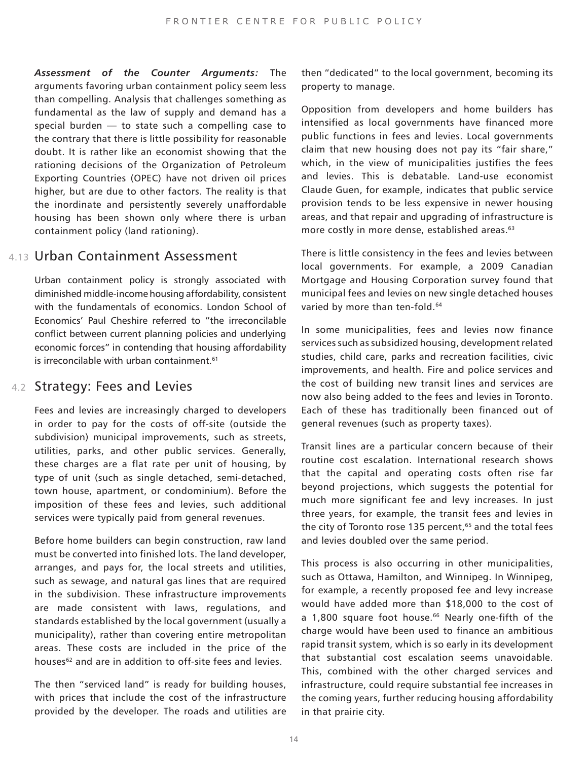***Assessment of the Counter Arguments:*** The arguments favoring urban containment policy seem less than compelling. Analysis that challenges something as fundamental as the law of supply and demand has a special burden — to state such a compelling case to the contrary that there is little possibility for reasonable doubt. It is rather like an economist showing that the rationing decisions of the Organization of Petroleum Exporting Countries (OPEC) have not driven oil prices higher, but are due to other factors. The reality is that the inordinate and persistently severely unaffordable housing has been shown only where there is urban containment policy (land rationing).

## 4.13 Urban Containment Assessment

Urban containment policy is strongly associated with diminished middle-income housing affordability, consistent with the fundamentals of economics. London School of Economics' Paul Cheshire referred to "the irreconcilable conflict between current planning policies and underlying economic forces" in contending that housing affordability is irreconcilable with urban containment.[61]

## 4.2 Strategy: Fees and Levies

Fees and levies are increasingly charged to developers in order to pay for the costs of off-site (outside the subdivision) municipal improvements, such as streets, utilities, parks, and other public services. Generally, these charges are a flat rate per unit of housing, by type of unit (such as single detached, semi-detached, town house, apartment, or condominium). Before the imposition of these fees and levies, such additional services were typically paid from general revenues.

Before home builders can begin construction, raw land must be converted into finished lots. The land developer, arranges, and pays for, the local streets and utilities, such as sewage, and natural gas lines that are required in the subdivision. These infrastructure improvements are made consistent with laws, regulations, and standards established by the local government (usually a municipality), rather than covering entire metropolitan areas. These costs are included in the price of the houses[62] and are in addition to off-site fees and levies.

The then "serviced land" is ready for building houses, with prices that include the cost of the infrastructure provided by the developer. The roads and utilities are then "dedicated" to the local government, becoming its property to manage.

Opposition from developers and home builders has intensified as local governments have financed more public functions in fees and levies. Local governments claim that new housing does not pay its "fair share," which, in the view of municipalities justifies the fees and levies. This is debatable. Land-use economist Claude Guen, for example, indicates that public service provision tends to be less expensive in newer housing areas, and that repair and upgrading of infrastructure is more costly in more dense, established areas.[63]

There is little consistency in the fees and levies between local governments. For example, a 2009 Canadian Mortgage and Housing Corporation survey found that municipal fees and levies on new single detached houses varied by more than ten-fold.[64]

In some municipalities, fees and levies now finance services such as subsidized housing, development related studies, child care, parks and recreation facilities, civic improvements, and health. Fire and police services and the cost of building new transit lines and services are now also being added to the fees and levies in Toronto. Each of these has traditionally been financed out of general revenues (such as property taxes).

Transit lines are a particular concern because of their routine cost escalation. International research shows that the capital and operating costs often rise far beyond projections, which suggests the potential for much more significant fee and levy increases. In just three years, for example, the transit fees and levies in the city of Toronto rose 135 percent,[65] and the total fees and levies doubled over the same period.

This process is also occurring in other municipalities, such as Ottawa, Hamilton, and Winnipeg. In Winnipeg, for example, a recently proposed fee and levy increase would have added more than $18,000 to the cost of a 1,800 square foot house.[66] Nearly one-fifth of the charge would have been used to finance an ambitious rapid transit system, which is so early in its development that substantial cost escalation seems unavoidable. This, combined with the other charged services and infrastructure, could require substantial fee increases in the coming years, further reducing housing affordability in that prairie city.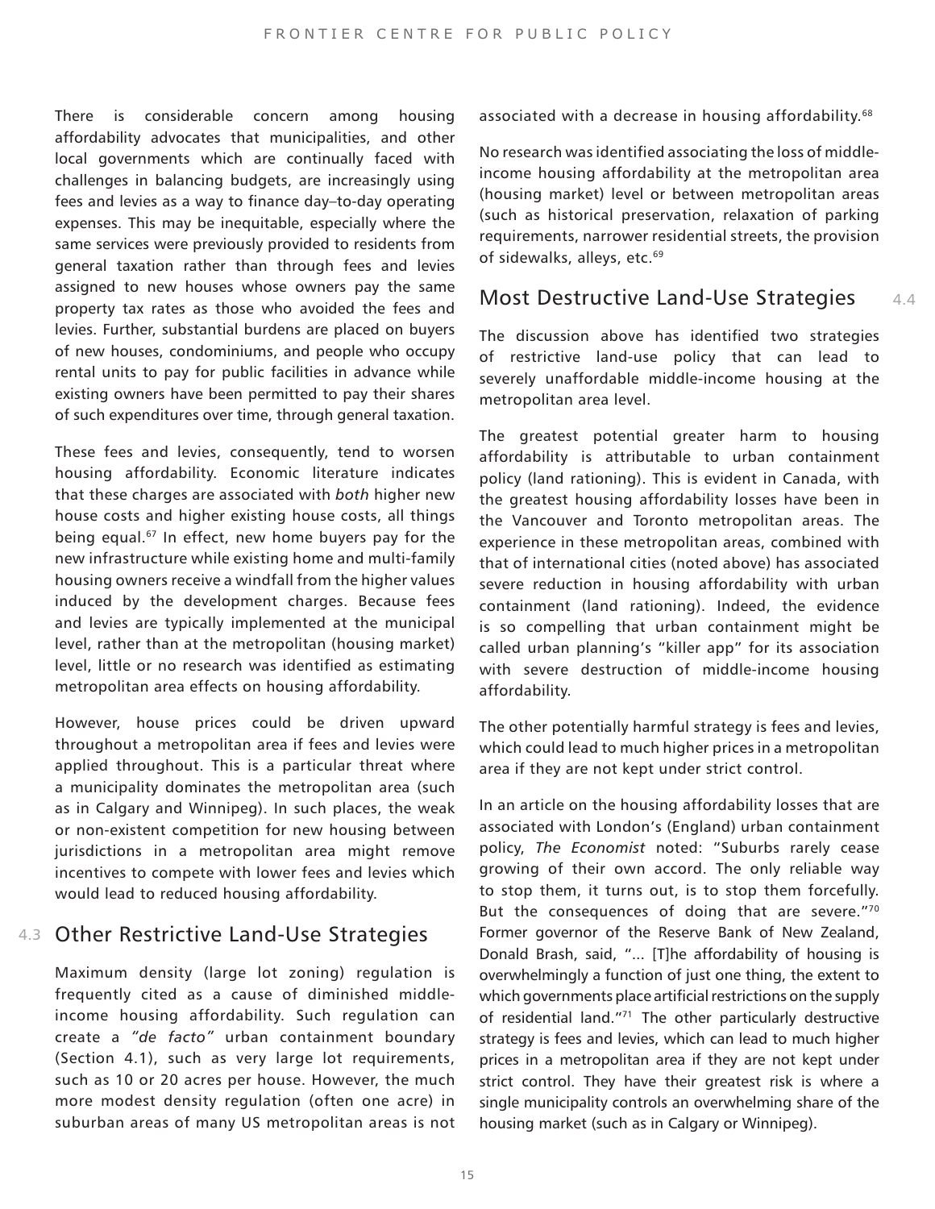There is considerable concern among housing affordability advocates that municipalities, and other local governments which are continually faced with challenges in balancing budgets, are increasingly using fees and levies as a way to finance day–to-day operating expenses. This may be inequitable, especially where the same services were previously provided to residents from general taxation rather than through fees and levies assigned to new houses whose owners pay the same property tax rates as those who avoided the fees and levies. Further, substantial burdens are placed on buyers of new houses, condominiums, and people who occupy rental units to pay for public facilities in advance while existing owners have been permitted to pay their shares of such expenditures over time, through general taxation.

These fees and levies, consequently, tend to worsen housing affordability. Economic literature indicates that these charges are associated with *both* higher new house costs and higher existing house costs, all things being equal.[67] In effect, new home buyers pay for the new infrastructure while existing home and multi-family housing owners receive a windfall from the higher values induced by the development charges. Because fees and levies are typically implemented at the municipal level, rather than at the metropolitan (housing market) level, little or no research was identified as estimating metropolitan area effects on housing affordability.

However, house prices could be driven upward throughout a metropolitan area if fees and levies were applied throughout. This is a particular threat where a municipality dominates the metropolitan area (such as in Calgary and Winnipeg). In such places, the weak or non-existent competition for new housing between jurisdictions in a metropolitan area might remove incentives to compete with lower fees and levies which would lead to reduced housing affordability.

## 4.3 Other Restrictive Land-Use Strategies

Maximum density (large lot zoning) regulation is frequently cited as a cause of diminished middle-income housing affordability. Such regulation can create a *"de facto"* urban containment boundary (Section 4.1), such as very large lot requirements, such as 10 or 20 acres per house. However, the much more modest density regulation (often one acre) in suburban areas of many US metropolitan areas is not associated with a decrease in housing affordability.[68]

No research was identified associating the loss of middle-income housing affordability at the metropolitan area (housing market) level or between metropolitan areas (such as historical preservation, relaxation of parking requirements, narrower residential streets, the provision of sidewalks, alleys, etc.[69]

## 4.4 Most Destructive Land-Use Strategies

The discussion above has identified two strategies of restrictive land-use policy that can lead to severely unaffordable middle-income housing at the metropolitan area level.

The greatest potential greater harm to housing affordability is attributable to urban containment policy (land rationing). This is evident in Canada, with the greatest housing affordability losses have been in the Vancouver and Toronto metropolitan areas. The experience in these metropolitan areas, combined with that of international cities (noted above) has associated severe reduction in housing affordability with urban containment (land rationing). Indeed, the evidence is so compelling that urban containment might be called urban planning's "killer app" for its association with severe destruction of middle-income housing affordability.

The other potentially harmful strategy is fees and levies, which could lead to much higher prices in a metropolitan area if they are not kept under strict control.

In an article on the housing affordability losses that are associated with London's (England) urban containment policy, *The Economist* noted: "Suburbs rarely cease growing of their own accord. The only reliable way to stop them, it turns out, is to stop them forcefully. But the consequences of doing that are severe."[70] Former governor of the Reserve Bank of New Zealand, Donald Brash, said, "... [T]he affordability of housing is overwhelmingly a function of just one thing, the extent to which governments place artificial restrictions on the supply of residential land."[71] The other particularly destructive strategy is fees and levies, which can lead to much higher prices in a metropolitan area if they are not kept under strict control. They have their greatest risk is where a single municipality controls an overwhelming share of the housing market (such as in Calgary or Winnipeg).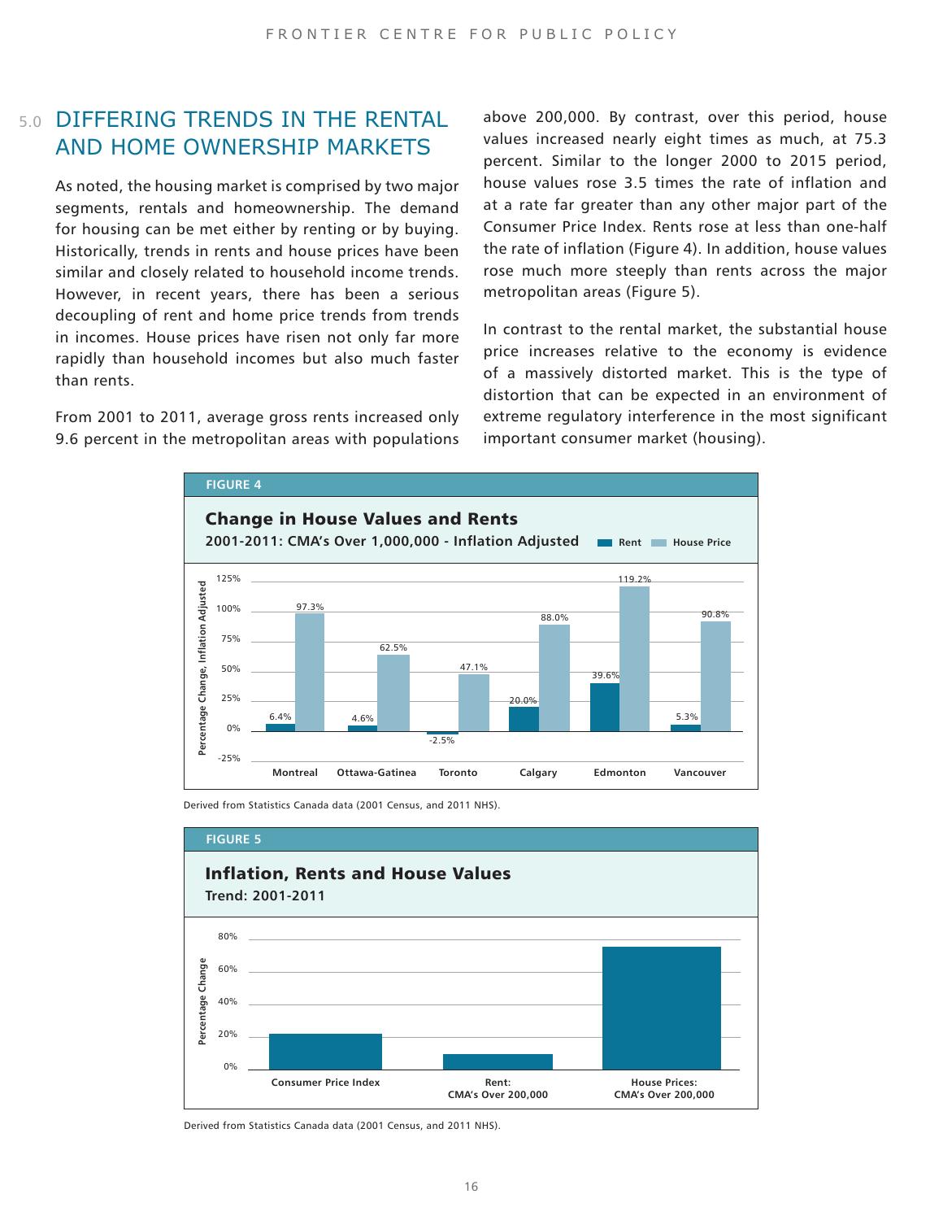## 5.0 DIFFERING TRENDS IN THE RENTAL AND HOME OWNERSHIP MARKETS

As noted, the housing market is comprised by two major segments, rentals and homeownership. The demand for housing can be met either by renting or by buying. Historically, trends in rents and house prices have been similar and closely related to household income trends. However, in recent years, there has been a serious decoupling of rent and home price trends from trends in incomes. House prices have risen not only far more rapidly than household incomes but also much faster than rents.

From 2001 to 2011, average gross rents increased only 9.6 percent in the metropolitan areas with populations above 200,000. By contrast, over this period, house values increased nearly eight times as much, at 75.3 percent. Similar to the longer 2000 to 2015 period, house values rose 3.5 times the rate of inflation and at a rate far greater than any other major part of the Consumer Price Index. Rents rose at less than one-half the rate of inflation (Figure 4). In addition, house values rose much more steeply than rents across the major metropolitan areas (Figure 5).

In contrast to the rental market, the substantial house price increases relative to the economy is evidence of a massively distorted market. This is the type of distortion that can be expected in an environment of extreme regulatory interference in the most significant important consumer market (housing).

**FIGURE 4**

**Change in House Values and Rents**

**2001-2011: CMA's Over 1,000,000 - Inflation Adjusted**

| | Rent | House Price |
|---|---|---|
| Montreal | 6.4% | 97.3% |
| Ottawa-Gatinea | 4.6% | 62.5% |
| Toronto | -2.5% | 47.1% |
| Calgary | 20.0% | 88.0% |
| Edmonton | 39.6% | 119.2% |
| Vancouver | 5.3% | 90.8% |

Derived from Statistics Canada data (2001 Census, and 2011 NHS).

**FIGURE 5**

**Inflation, Rents and House Values**

**Trend: 2001-2011**

Percentage Change: Consumer Price Index; Rent: CMA's Over 200,000; House Prices: CMA's Over 200,000

Derived from Statistics Canada data (2001 Census, and 2011 NHS).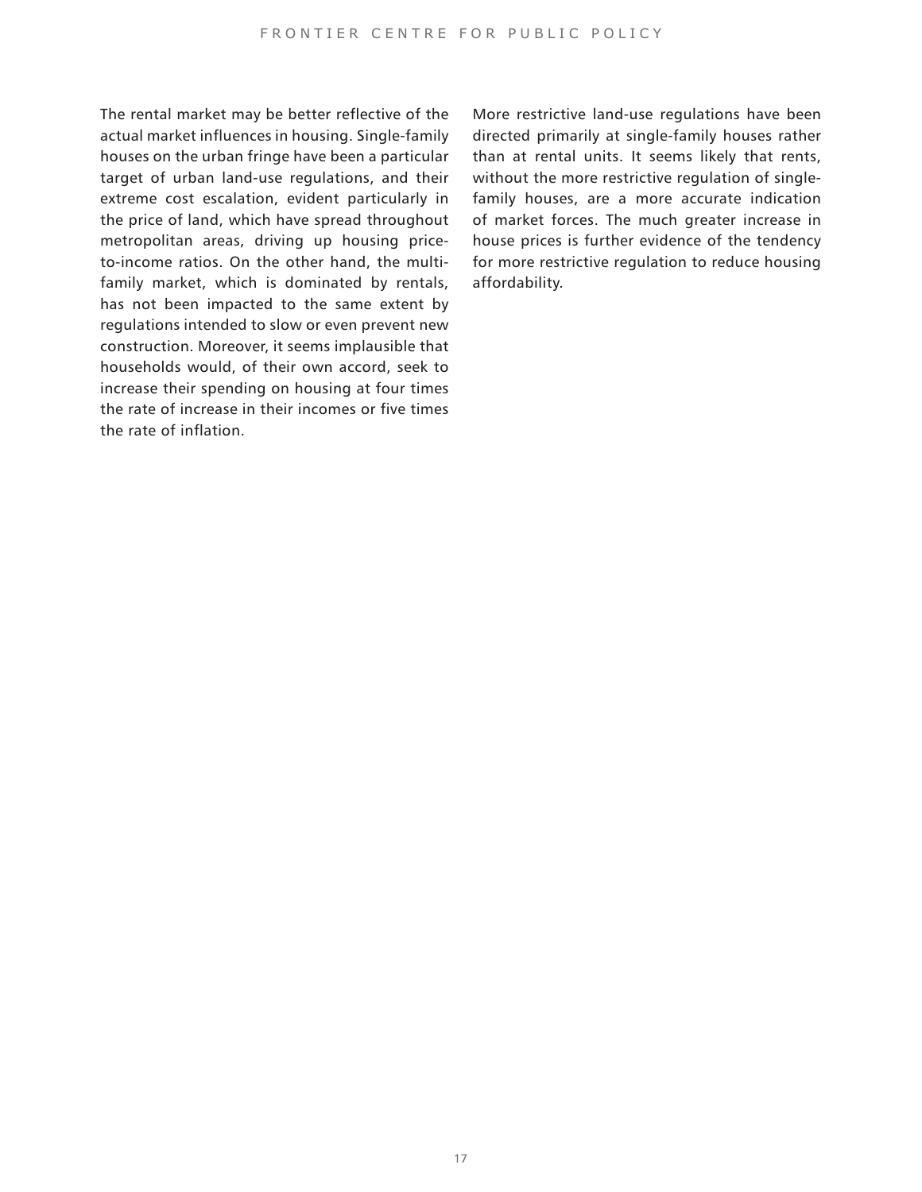The rental market may be better reflective of the actual market influences in housing. Single-family houses on the urban fringe have been a particular target of urban land-use regulations, and their extreme cost escalation, evident particularly in the price of land, which have spread throughout metropolitan areas, driving up housing price-to-income ratios. On the other hand, the multi-family market, which is dominated by rentals, has not been impacted to the same extent by regulations intended to slow or even prevent new construction. Moreover, it seems implausible that households would, of their own accord, seek to increase their spending on housing at four times the rate of increase in their incomes or five times the rate of inflation.

More restrictive land-use regulations have been directed primarily at single-family houses rather than at rental units. It seems likely that rents, without the more restrictive regulation of single-family houses, are a more accurate indication of market forces. The much greater increase in house prices is further evidence of the tendency for more restrictive regulation to reduce housing affordability.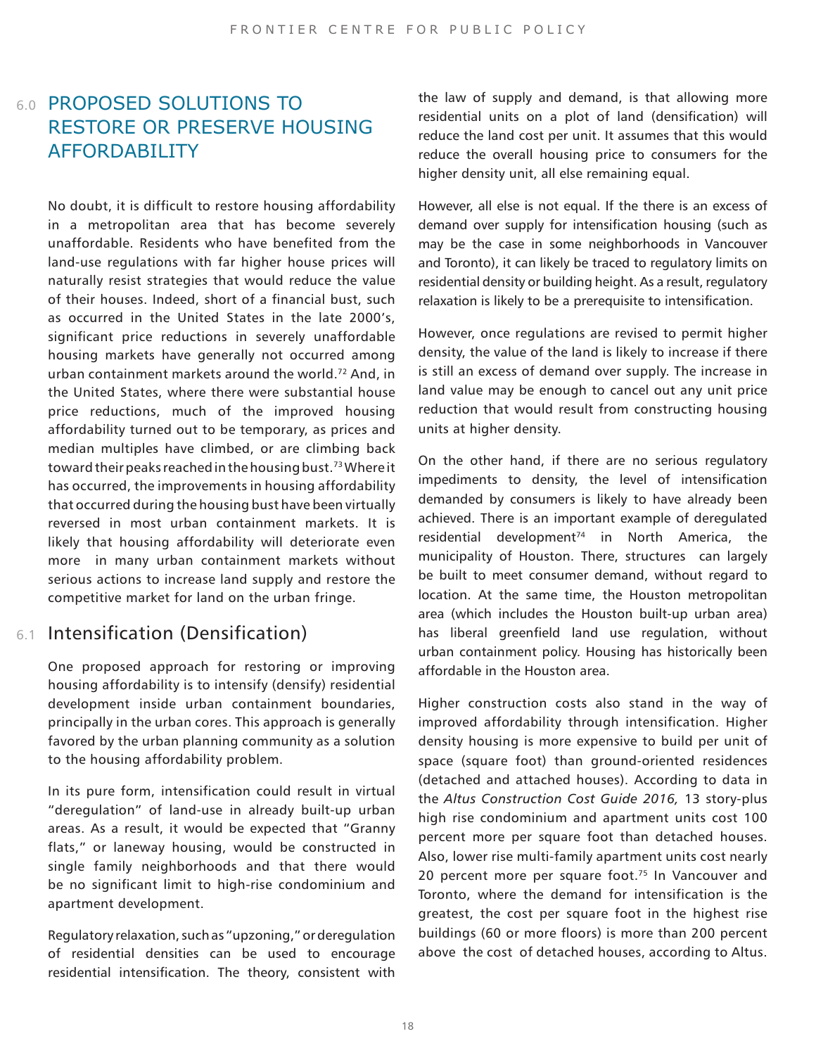## 6.0 PROPOSED SOLUTIONS TO RESTORE OR PRESERVE HOUSING AFFORDABILITY

No doubt, it is difficult to restore housing affordability in a metropolitan area that has become severely unaffordable. Residents who have benefited from the land-use regulations with far higher house prices will naturally resist strategies that would reduce the value of their houses. Indeed, short of a financial bust, such as occurred in the United States in the late 2000's, significant price reductions in severely unaffordable housing markets have generally not occurred among urban containment markets around the world.[72] And, in the United States, where there were substantial house price reductions, much of the improved housing affordability turned out to be temporary, as prices and median multiples have climbed, or are climbing back toward their peaks reached in the housing bust.[73] Where it has occurred, the improvements in housing affordability that occurred during the housing bust have been virtually reversed in most urban containment markets. It is likely that housing affordability will deteriorate even more in many urban containment markets without serious actions to increase land supply and restore the competitive market for land on the urban fringe.

### 6.1 Intensification (Densification)

One proposed approach for restoring or improving housing affordability is to intensify (densify) residential development inside urban containment boundaries, principally in the urban cores. This approach is generally favored by the urban planning community as a solution to the housing affordability problem.

In its pure form, intensification could result in virtual "deregulation" of land-use in already built-up urban areas. As a result, it would be expected that "Granny flats," or laneway housing, would be constructed in single family neighborhoods and that there would be no significant limit to high-rise condominium and apartment development.

Regulatory relaxation, such as "upzoning," or deregulation of residential densities can be used to encourage residential intensification. The theory, consistent with the law of supply and demand, is that allowing more residential units on a plot of land (densification) will reduce the land cost per unit. It assumes that this would reduce the overall housing price to consumers for the higher density unit, all else remaining equal.

However, all else is not equal. If the there is an excess of demand over supply for intensification housing (such as may be the case in some neighborhoods in Vancouver and Toronto), it can likely be traced to regulatory limits on residential density or building height. As a result, regulatory relaxation is likely to be a prerequisite to intensification.

However, once regulations are revised to permit higher density, the value of the land is likely to increase if there is still an excess of demand over supply. The increase in land value may be enough to cancel out any unit price reduction that would result from constructing housing units at higher density.

On the other hand, if there are no serious regulatory impediments to density, the level of intensification demanded by consumers is likely to have already been achieved. There is an important example of deregulated residential development[74] in North America, the municipality of Houston. There, structures can largely be built to meet consumer demand, without regard to location. At the same time, the Houston metropolitan area (which includes the Houston built-up urban area) has liberal greenfield land use regulation, without urban containment policy. Housing has historically been affordable in the Houston area.

Higher construction costs also stand in the way of improved affordability through intensification. Higher density housing is more expensive to build per unit of space (square foot) than ground-oriented residences (detached and attached houses). According to data in the *Altus Construction Cost Guide 2016,* 13 story-plus high rise condominium and apartment units cost 100 percent more per square foot than detached houses. Also, lower rise multi-family apartment units cost nearly 20 percent more per square foot.[75] In Vancouver and Toronto, where the demand for intensification is the greatest, the cost per square foot in the highest rise buildings (60 or more floors) is more than 200 percent above the cost of detached houses, according to Altus.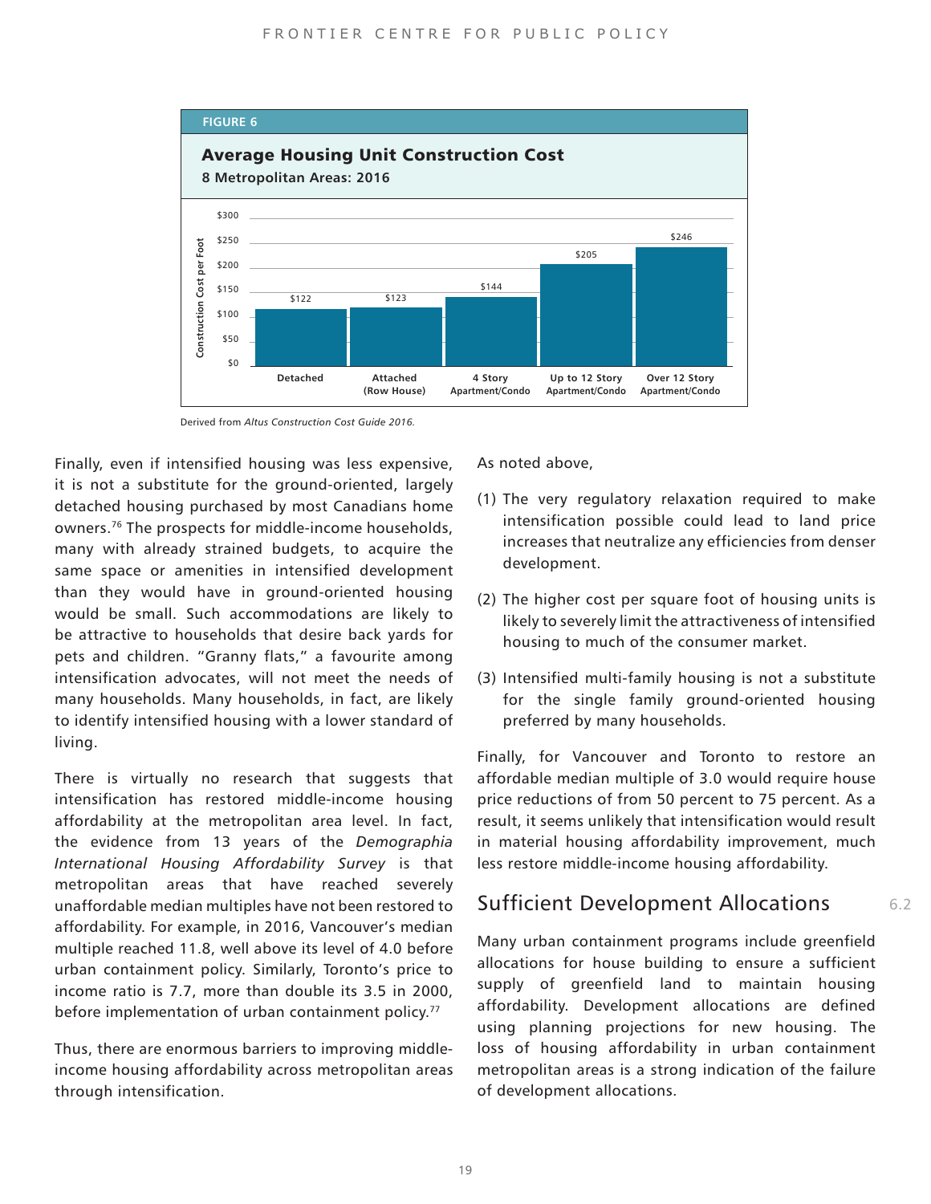**FIGURE 6**

**Average Housing Unit Construction Cost**
**8 Metropolitan Areas: 2016**

| Housing Type | Construction Cost per Foot |
|---|---|
| Detached | $122 |
| Attached (Row House) | $123 |
| 4 Story Apartment/Condo | $144 |
| Up to 12 Story Apartment/Condo | $205 |
| Over 12 Story Apartment/Condo | $246 |

Derived from *Altus Construction Cost Guide 2016.*

Finally, even if intensified housing was less expensive, it is not a substitute for the ground-oriented, largely detached housing purchased by most Canadians home owners.[76] The prospects for middle-income households, many with already strained budgets, to acquire the same space or amenities in intensified development than they would have in ground-oriented housing would be small. Such accommodations are likely to be attractive to households that desire back yards for pets and children. "Granny flats," a favourite among intensification advocates, will not meet the needs of many households. Many households, in fact, are likely to identify intensified housing with a lower standard of living.

There is virtually no research that suggests that intensification has restored middle-income housing affordability at the metropolitan area level. In fact, the evidence from 13 years of the *Demographia International Housing Affordability Survey* is that metropolitan areas that have reached severely unaffordable median multiples have not been restored to affordability. For example, in 2016, Vancouver's median multiple reached 11.8, well above its level of 4.0 before urban containment policy. Similarly, Toronto's price to income ratio is 7.7, more than double its 3.5 in 2000, before implementation of urban containment policy.[77]

Thus, there are enormous barriers to improving middle-income housing affordability across metropolitan areas through intensification.

As noted above,

(1) The very regulatory relaxation required to make intensification possible could lead to land price increases that neutralize any efficiencies from denser development.

(2) The higher cost per square foot of housing units is likely to severely limit the attractiveness of intensified housing to much of the consumer market.

(3) Intensified multi-family housing is not a substitute for the single family ground-oriented housing preferred by many households.

Finally, for Vancouver and Toronto to restore an affordable median multiple of 3.0 would require house price reductions of from 50 percent to 75 percent. As a result, it seems unlikely that intensification would result in material housing affordability improvement, much less restore middle-income housing affordability.

## Sufficient Development Allocations 6.2

Many urban containment programs include greenfield allocations for house building to ensure a sufficient supply of greenfield land to maintain housing affordability. Development allocations are defined using planning projections for new housing. The loss of housing affordability in urban containment metropolitan areas is a strong indication of the failure of development allocations.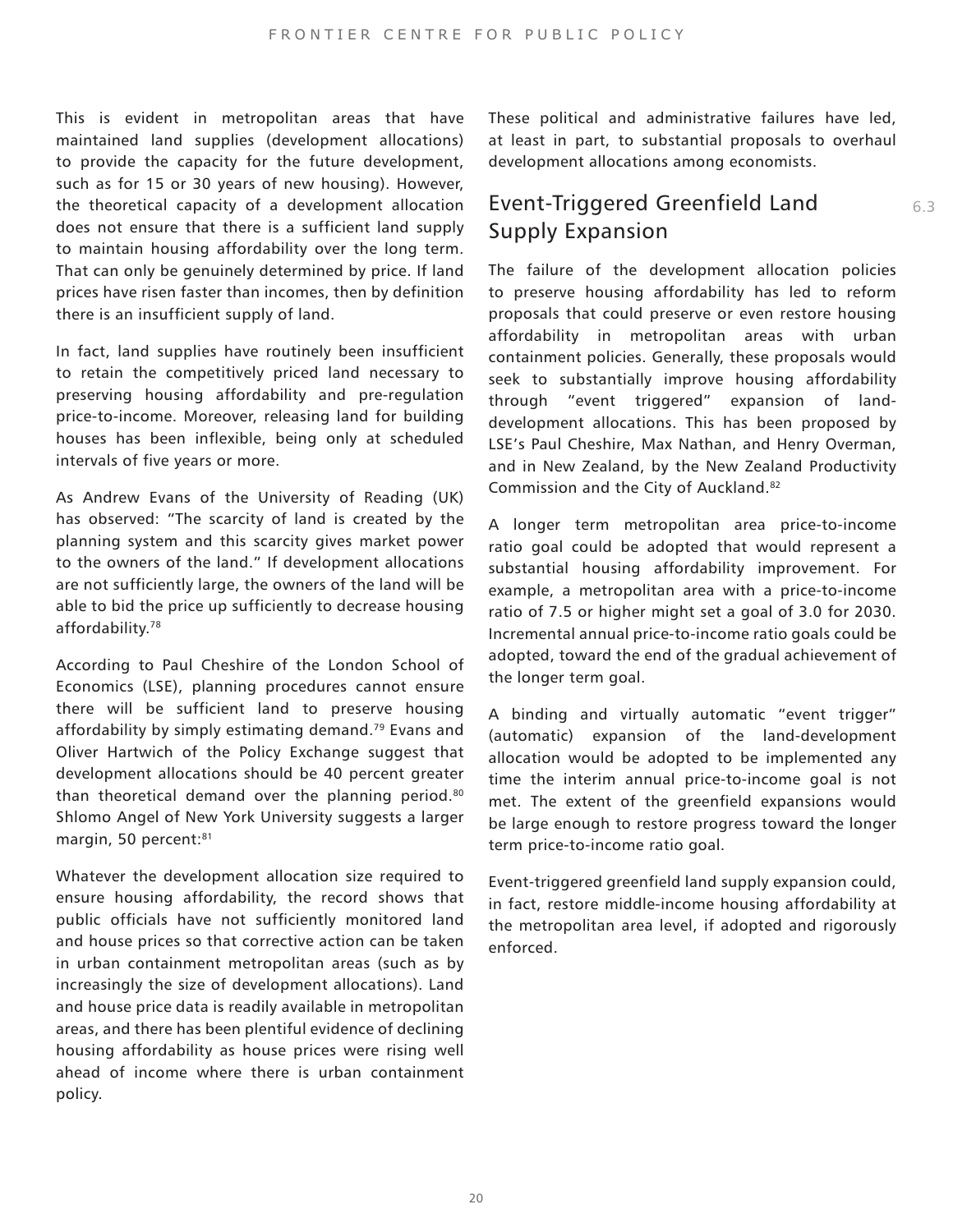This is evident in metropolitan areas that have maintained land supplies (development allocations) to provide the capacity for the future development, such as for 15 or 30 years of new housing). However, the theoretical capacity of a development allocation does not ensure that there is a sufficient land supply to maintain housing affordability over the long term. That can only be genuinely determined by price. If land prices have risen faster than incomes, then by definition there is an insufficient supply of land.

In fact, land supplies have routinely been insufficient to retain the competitively priced land necessary to preserving housing affordability and pre-regulation price-to-income. Moreover, releasing land for building houses has been inflexible, being only at scheduled intervals of five years or more.

As Andrew Evans of the University of Reading (UK) has observed: "The scarcity of land is created by the planning system and this scarcity gives market power to the owners of the land." If development allocations are not sufficiently large, the owners of the land will be able to bid the price up sufficiently to decrease housing affordability.[78]

According to Paul Cheshire of the London School of Economics (LSE), planning procedures cannot ensure there will be sufficient land to preserve housing affordability by simply estimating demand.[79] Evans and Oliver Hartwich of the Policy Exchange suggest that development allocations should be 40 percent greater than theoretical demand over the planning period.[80] Shlomo Angel of New York University suggests a larger margin, 50 percent:[81]

Whatever the development allocation size required to ensure housing affordability, the record shows that public officials have not sufficiently monitored land and house prices so that corrective action can be taken in urban containment metropolitan areas (such as by increasingly the size of development allocations). Land and house price data is readily available in metropolitan areas, and there has been plentiful evidence of declining housing affordability as house prices were rising well ahead of income where there is urban containment policy.

These political and administrative failures have led, at least in part, to substantial proposals to overhaul development allocations among economists.

## 6.3 Event-Triggered Greenfield Land Supply Expansion

The failure of the development allocation policies to preserve housing affordability has led to reform proposals that could preserve or even restore housing affordability in metropolitan areas with urban containment policies. Generally, these proposals would seek to substantially improve housing affordability through "event triggered" expansion of land-development allocations. This has been proposed by LSE's Paul Cheshire, Max Nathan, and Henry Overman, and in New Zealand, by the New Zealand Productivity Commission and the City of Auckland.[82]

A longer term metropolitan area price-to-income ratio goal could be adopted that would represent a substantial housing affordability improvement. For example, a metropolitan area with a price-to-income ratio of 7.5 or higher might set a goal of 3.0 for 2030. Incremental annual price-to-income ratio goals could be adopted, toward the end of the gradual achievement of the longer term goal.

A binding and virtually automatic "event trigger" (automatic) expansion of the land-development allocation would be adopted to be implemented any time the interim annual price-to-income goal is not met. The extent of the greenfield expansions would be large enough to restore progress toward the longer term price-to-income ratio goal.

Event-triggered greenfield land supply expansion could, in fact, restore middle-income housing affordability at the metropolitan area level, if adopted and rigorously enforced.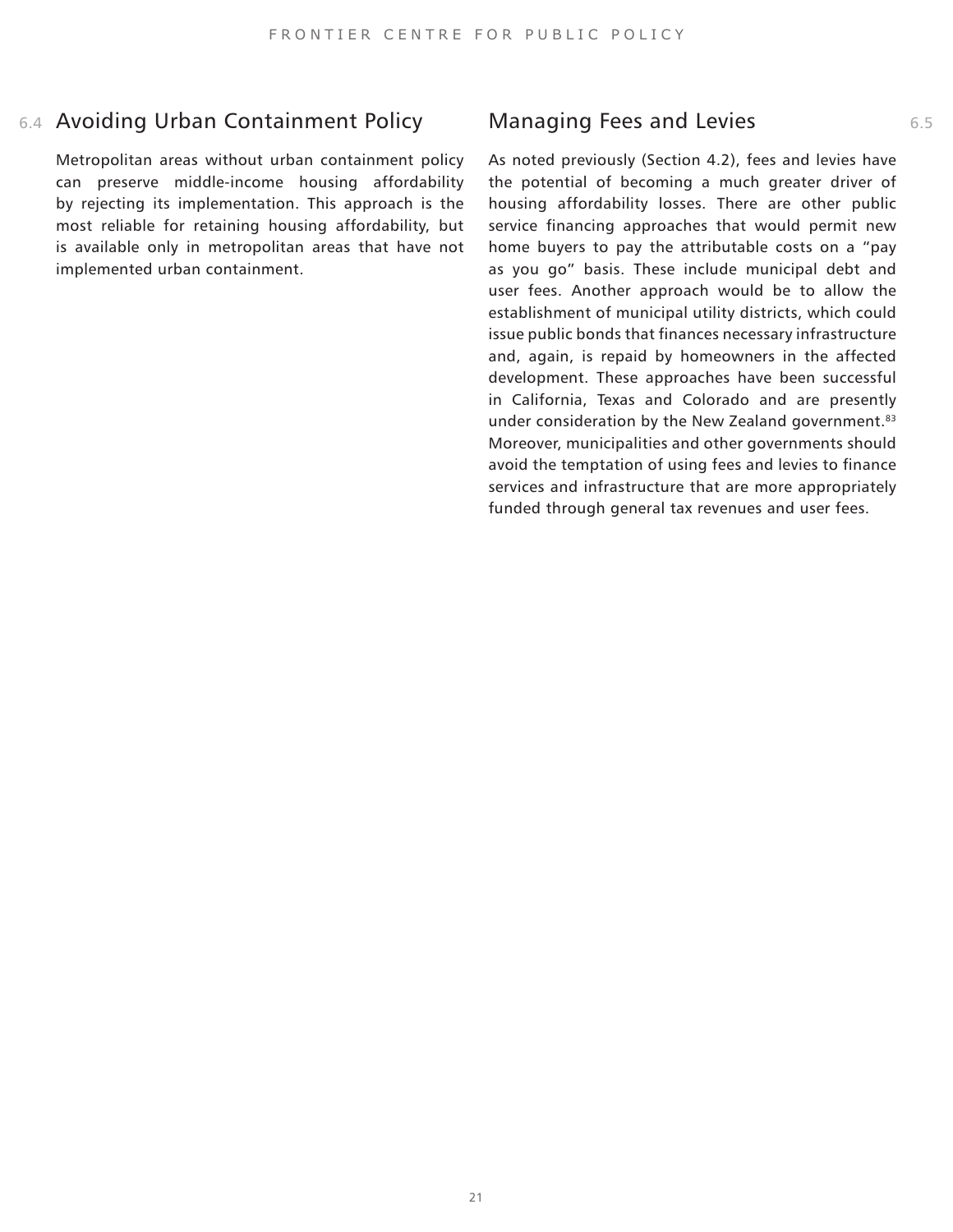## 6.4 Avoiding Urban Containment Policy

Metropolitan areas without urban containment policy can preserve middle-income housing affordability by rejecting its implementation. This approach is the most reliable for retaining housing affordability, but is available only in metropolitan areas that have not implemented urban containment.

## 6.5 Managing Fees and Levies

As noted previously (Section 4.2), fees and levies have the potential of becoming a much greater driver of housing affordability losses. There are other public service financing approaches that would permit new home buyers to pay the attributable costs on a "pay as you go" basis. These include municipal debt and user fees. Another approach would be to allow the establishment of municipal utility districts, which could issue public bonds that finances necessary infrastructure and, again, is repaid by homeowners in the affected development. These approaches have been successful in California, Texas and Colorado and are presently under consideration by the New Zealand government.[83] Moreover, municipalities and other governments should avoid the temptation of using fees and levies to finance services and infrastructure that are more appropriately funded through general tax revenues and user fees.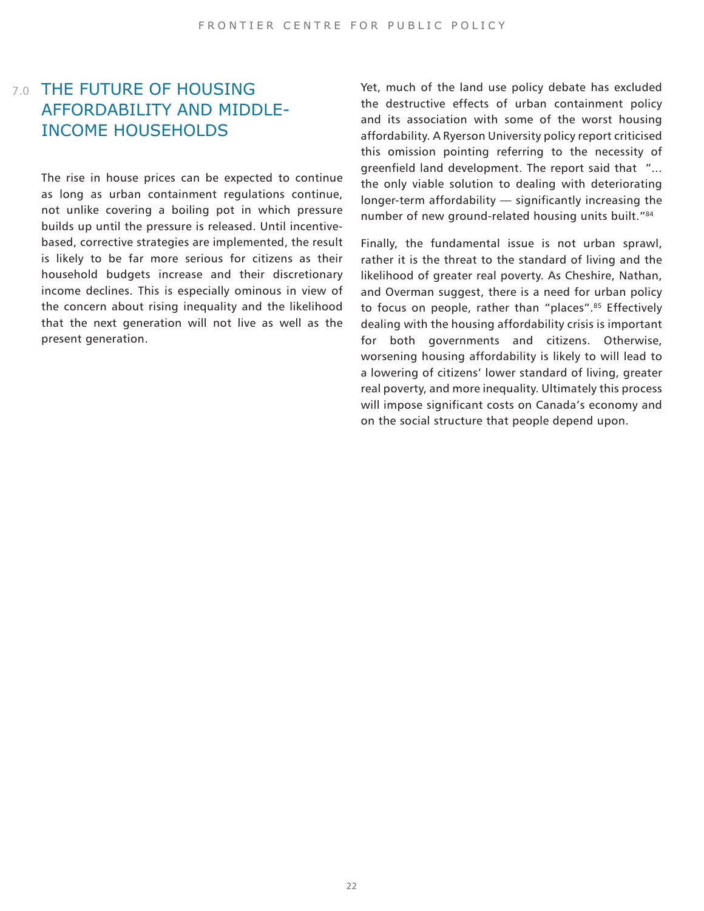# 7.0 THE FUTURE OF HOUSING AFFORDABILITY AND MIDDLE-INCOME HOUSEHOLDS

The rise in house prices can be expected to continue as long as urban containment regulations continue, not unlike covering a boiling pot in which pressure builds up until the pressure is released. Until incentive-based, corrective strategies are implemented, the result is likely to be far more serious for citizens as their household budgets increase and their discretionary income declines. This is especially ominous in view of the concern about rising inequality and the likelihood that the next generation will not live as well as the present generation.

Yet, much of the land use policy debate has excluded the destructive effects of urban containment policy and its association with some of the worst housing affordability. A Ryerson University policy report criticised this omission pointing referring to the necessity of greenfield land development. The report said that "... the only viable solution to dealing with deteriorating longer-term affordability — significantly increasing the number of new ground-related housing units built."[84]

Finally, the fundamental issue is not urban sprawl, rather it is the threat to the standard of living and the likelihood of greater real poverty. As Cheshire, Nathan, and Overman suggest, there is a need for urban policy to focus on people, rather than "places".[85] Effectively dealing with the housing affordability crisis is important for both governments and citizens. Otherwise, worsening housing affordability is likely to will lead to a lowering of citizens' lower standard of living, greater real poverty, and more inequality. Ultimately this process will impose significant costs on Canada's economy and on the social structure that people depend upon.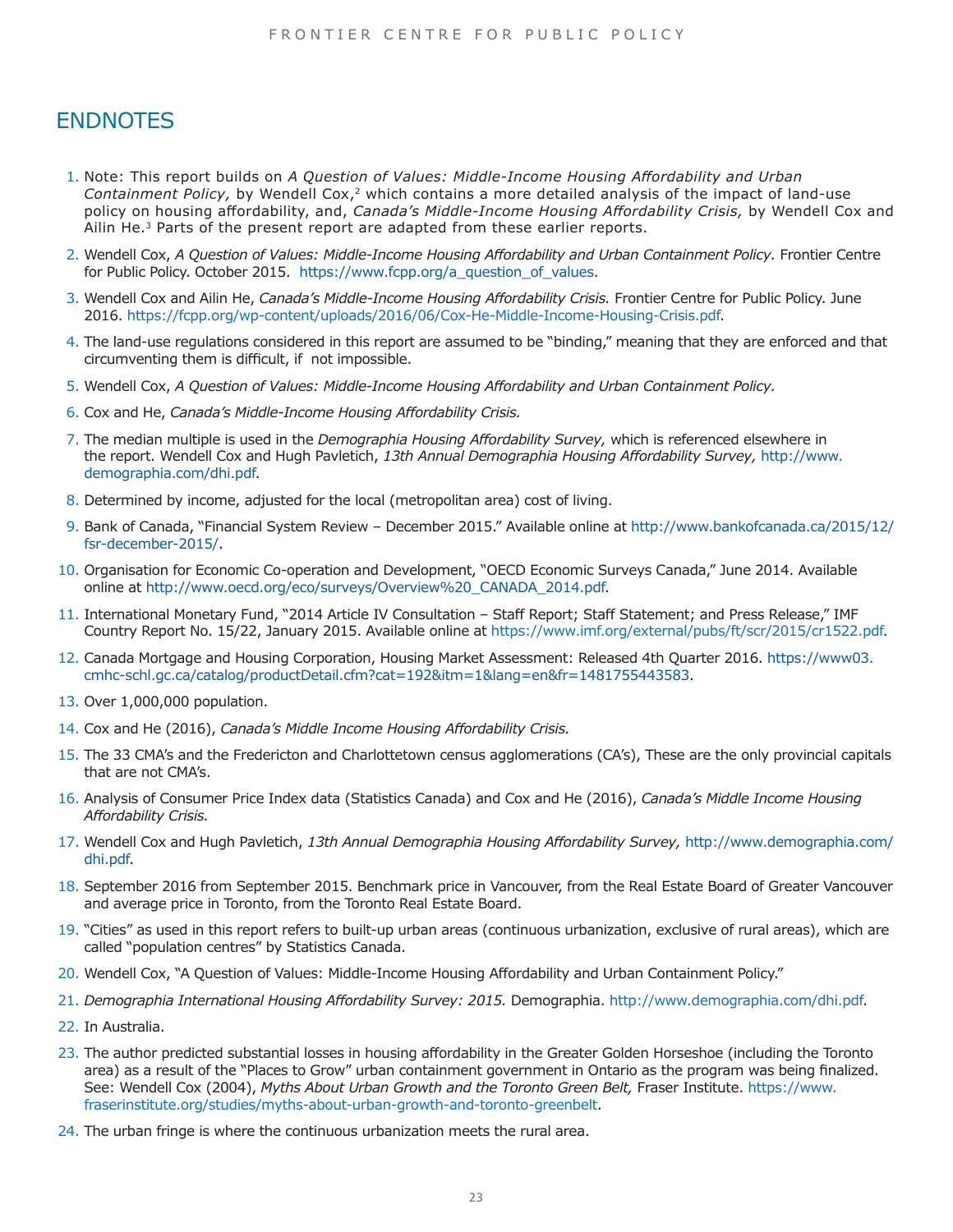## ENDNOTES

1. Note: This report builds on *A Question of Values: Middle-Income Housing Affordability and Urban Containment Policy,* by Wendell Cox,[2] which contains a more detailed analysis of the impact of land-use policy on housing affordability, and, *Canada's Middle-Income Housing Affordability Crisis,* by Wendell Cox and Ailin He.[3] Parts of the present report are adapted from these earlier reports.
2. Wendell Cox, *A Question of Values: Middle-Income Housing Affordability and Urban Containment Policy.* Frontier Centre for Public Policy. October 2015. https://www.fcpp.org/a_question_of_values.
3. Wendell Cox and Ailin He, *Canada's Middle-Income Housing Affordability Crisis.* Frontier Centre for Public Policy. June 2016. https://fcpp.org/wp-content/uploads/2016/06/Cox-He-Middle-Income-Housing-Crisis.pdf.
4. The land-use regulations considered in this report are assumed to be "binding," meaning that they are enforced and that circumventing them is difficult, if not impossible.
5. Wendell Cox, *A Question of Values: Middle-Income Housing Affordability and Urban Containment Policy.*
6. Cox and He, *Canada's Middle-Income Housing Affordability Crisis.*
7. The median multiple is used in the *Demographia Housing Affordability Survey,* which is referenced elsewhere in the report. Wendell Cox and Hugh Pavletich, *13th Annual Demographia Housing Affordability Survey,* http://www.demographia.com/dhi.pdf.
8. Determined by income, adjusted for the local (metropolitan area) cost of living.
9. Bank of Canada, "Financial System Review – December 2015." Available online at http://www.bankofcanada.ca/2015/12/fsr-december-2015/.
10. Organisation for Economic Co-operation and Development, "OECD Economic Surveys Canada," June 2014. Available online at http://www.oecd.org/eco/surveys/Overview%20_CANADA_2014.pdf.
11. International Monetary Fund, "2014 Article IV Consultation – Staff Report; Staff Statement; and Press Release," IMF Country Report No. 15/22, January 2015. Available online at https://www.imf.org/external/pubs/ft/scr/2015/cr1522.pdf.
12. Canada Mortgage and Housing Corporation, Housing Market Assessment: Released 4th Quarter 2016. https://www03.cmhc-schl.gc.ca/catalog/productDetail.cfm?cat=192&itm=1&lang=en&fr=1481755443583.
13. Over 1,000,000 population.
14. Cox and He (2016), *Canada's Middle Income Housing Affordability Crisis.*
15. The 33 CMA's and the Fredericton and Charlottetown census agglomerations (CA's), These are the only provincial capitals that are not CMA's.
16. Analysis of Consumer Price Index data (Statistics Canada) and Cox and He (2016), *Canada's Middle Income Housing Affordability Crisis.*
17. Wendell Cox and Hugh Pavletich, *13th Annual Demographia Housing Affordability Survey,* http://www.demographia.com/dhi.pdf.
18. September 2016 from September 2015. Benchmark price in Vancouver, from the Real Estate Board of Greater Vancouver and average price in Toronto, from the Toronto Real Estate Board.
19. "Cities" as used in this report refers to built-up urban areas (continuous urbanization, exclusive of rural areas), which are called "population centres" by Statistics Canada.
20. Wendell Cox, "A Question of Values: Middle-Income Housing Affordability and Urban Containment Policy."
21. *Demographia International Housing Affordability Survey: 2015.* Demographia. http://www.demographia.com/dhi.pdf.
22. In Australia.
23. The author predicted substantial losses in housing affordability in the Greater Golden Horseshoe (including the Toronto area) as a result of the "Places to Grow" urban containment government in Ontario as the program was being finalized. See: Wendell Cox (2004), *Myths About Urban Growth and the Toronto Green Belt,* Fraser Institute. https://www.fraserinstitute.org/studies/myths-about-urban-growth-and-toronto-greenbelt.
24. The urban fringe is where the continuous urbanization meets the rural area.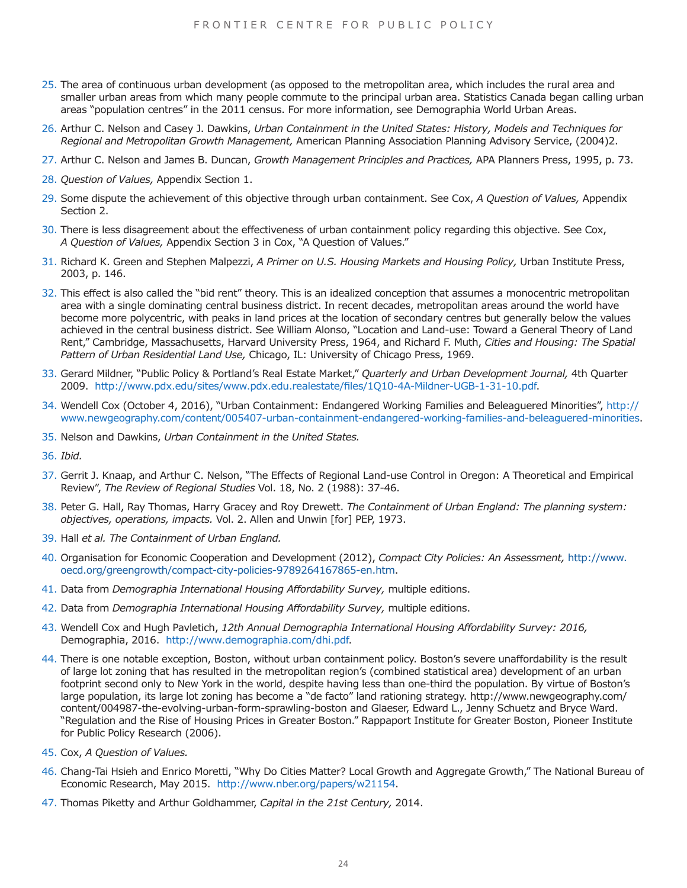25. The area of continuous urban development (as opposed to the metropolitan area, which includes the rural area and smaller urban areas from which many people commute to the principal urban area. Statistics Canada began calling urban areas "population centres" in the 2011 census. For more information, see Demographia World Urban Areas.

26. Arthur C. Nelson and Casey J. Dawkins, *Urban Containment in the United States: History, Models and Techniques for Regional and Metropolitan Growth Management,* American Planning Association Planning Advisory Service, (2004)2.

27. Arthur C. Nelson and James B. Duncan, *Growth Management Principles and Practices,* APA Planners Press, 1995, p. 73.

28. *Question of Values,* Appendix Section 1.

29. Some dispute the achievement of this objective through urban containment. See Cox, *A Question of Values,* Appendix Section 2.

30. There is less disagreement about the effectiveness of urban containment policy regarding this objective. See Cox, *A Question of Values,* Appendix Section 3 in Cox, "A Question of Values."

31. Richard K. Green and Stephen Malpezzi, *A Primer on U.S. Housing Markets and Housing Policy,* Urban Institute Press, 2003, p. 146.

32. This effect is also called the "bid rent" theory. This is an idealized conception that assumes a monocentric metropolitan area with a single dominating central business district. In recent decades, metropolitan areas around the world have become more polycentric, with peaks in land prices at the location of secondary centres but generally below the values achieved in the central business district. See William Alonso, "Location and Land-use: Toward a General Theory of Land Rent," Cambridge, Massachusetts, Harvard University Press, 1964, and Richard F. Muth, *Cities and Housing: The Spatial Pattern of Urban Residential Land Use,* Chicago, IL: University of Chicago Press, 1969.

33. Gerard Mildner, "Public Policy & Portland's Real Estate Market," *Quarterly and Urban Development Journal,* 4th Quarter 2009. http://www.pdx.edu/sites/www.pdx.edu.realestate/files/1Q10-4A-Mildner-UGB-1-31-10.pdf.

34. Wendell Cox (October 4, 2016), "Urban Containment: Endangered Working Families and Beleaguered Minorities", http://www.newgeography.com/content/005407-urban-containment-endangered-working-families-and-beleaguered-minorities.

35. Nelson and Dawkins, *Urban Containment in the United States.*

36. *Ibid.*

37. Gerrit J. Knaap, and Arthur C. Nelson, "The Effects of Regional Land-use Control in Oregon: A Theoretical and Empirical Review", *The Review of Regional Studies* Vol. 18, No. 2 (1988): 37-46.

38. Peter G. Hall, Ray Thomas, Harry Gracey and Roy Drewett. *The Containment of Urban England: The planning system: objectives, operations, impacts.* Vol. 2. Allen and Unwin [for] PEP, 1973.

39. Hall *et al. The Containment of Urban England.*

40. Organisation for Economic Cooperation and Development (2012), *Compact City Policies: An Assessment,* http://www.oecd.org/greengrowth/compact-city-policies-9789264167865-en.htm.

41. Data from *Demographia International Housing Affordability Survey,* multiple editions.

42. Data from *Demographia International Housing Affordability Survey,* multiple editions.

43. Wendell Cox and Hugh Pavletich, *12th Annual Demographia International Housing Affordability Survey: 2016,* Demographia, 2016. http://www.demographia.com/dhi.pdf.

44. There is one notable exception, Boston, without urban containment policy. Boston's severe unaffordability is the result of large lot zoning that has resulted in the metropolitan region's (combined statistical area) development of an urban footprint second only to New York in the world, despite having less than one-third the population. By virtue of Boston's large population, its large lot zoning has become a "de facto" land rationing strategy. http://www.newgeography.com/content/004987-the-evolving-urban-form-sprawling-boston and Glaeser, Edward L., Jenny Schuetz and Bryce Ward. "Regulation and the Rise of Housing Prices in Greater Boston." Rappaport Institute for Greater Boston, Pioneer Institute for Public Policy Research (2006).

45. Cox, *A Question of Values.*

46. Chang-Tai Hsieh and Enrico Moretti, "Why Do Cities Matter? Local Growth and Aggregate Growth," The National Bureau of Economic Research, May 2015. http://www.nber.org/papers/w21154.

47. Thomas Piketty and Arthur Goldhammer, *Capital in the 21st Century,* 2014.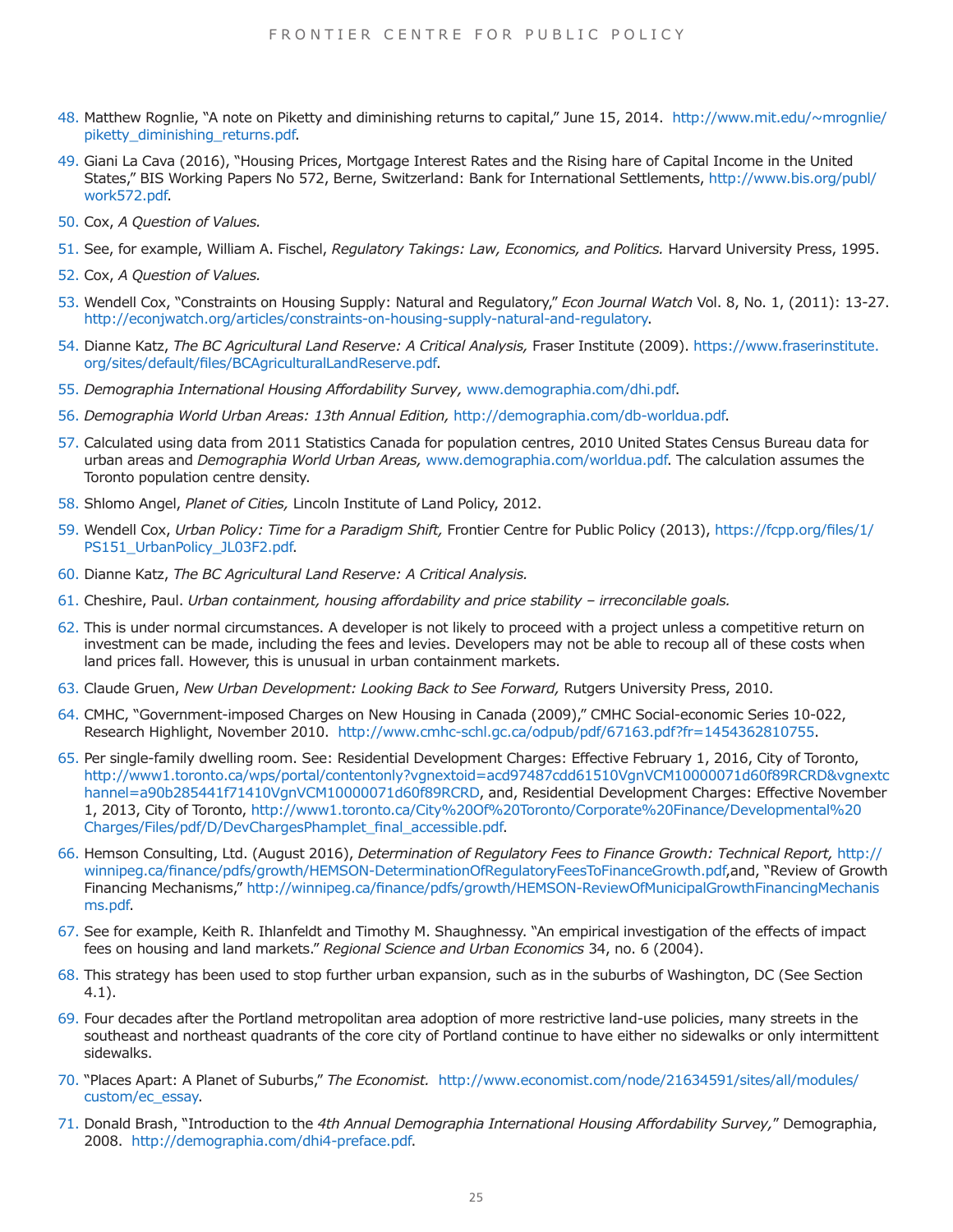48. Matthew Rognlie, "A note on Piketty and diminishing returns to capital," June 15, 2014. http://www.mit.edu/~mrognlie/piketty_diminishing_returns.pdf.

49. Giani La Cava (2016), "Housing Prices, Mortgage Interest Rates and the Rising hare of Capital Income in the United States," BIS Working Papers No 572, Berne, Switzerland: Bank for International Settlements, http://www.bis.org/publ/work572.pdf.

50. Cox, *A Question of Values.*

51. See, for example, William A. Fischel, *Regulatory Takings: Law, Economics, and Politics.* Harvard University Press, 1995.

52. Cox, *A Question of Values.*

53. Wendell Cox, "Constraints on Housing Supply: Natural and Regulatory," *Econ Journal Watch* Vol. 8, No. 1, (2011): 13-27. http://econjwatch.org/articles/constraints-on-housing-supply-natural-and-regulatory.

54. Dianne Katz, *The BC Agricultural Land Reserve: A Critical Analysis,* Fraser Institute (2009). https://www.fraserinstitute.org/sites/default/files/BCAgriculturalLandReserve.pdf.

55. *Demographia International Housing Affordability Survey,* www.demographia.com/dhi.pdf.

56. *Demographia World Urban Areas: 13th Annual Edition,* http://demographia.com/db-worldua.pdf.

57. Calculated using data from 2011 Statistics Canada for population centres, 2010 United States Census Bureau data for urban areas and *Demographia World Urban Areas,* www.demographia.com/worldua.pdf. The calculation assumes the Toronto population centre density.

58. Shlomo Angel, *Planet of Cities,* Lincoln Institute of Land Policy, 2012.

59. Wendell Cox, *Urban Policy: Time for a Paradigm Shift,* Frontier Centre for Public Policy (2013), https://fcpp.org/files/1/PS151_UrbanPolicy_JL03F2.pdf.

60. Dianne Katz, *The BC Agricultural Land Reserve: A Critical Analysis.*

61. Cheshire, Paul. *Urban containment, housing affordability and price stability – irreconcilable goals.*

62. This is under normal circumstances. A developer is not likely to proceed with a project unless a competitive return on investment can be made, including the fees and levies. Developers may not be able to recoup all of these costs when land prices fall. However, this is unusual in urban containment markets.

63. Claude Gruen, *New Urban Development: Looking Back to See Forward,* Rutgers University Press, 2010.

64. CMHC, "Government-imposed Charges on New Housing in Canada (2009)," CMHC Social-economic Series 10-022, Research Highlight, November 2010. http://www.cmhc-schl.gc.ca/odpub/pdf/67163.pdf?fr=1454362810755.

65. Per single-family dwelling room. See: Residential Development Charges: Effective February 1, 2016, City of Toronto, http://www1.toronto.ca/wps/portal/contentonly?vgnextoid=acd97487cdd61510VgnVCM10000071d60f89RCRD&vgnextchannel=a90b285441f71410VgnVCM10000071d60f89RCRD, and, Residential Development Charges: Effective November 1, 2013, City of Toronto, http://www1.toronto.ca/City%20Of%20Toronto/Corporate%20Finance/Developmental%20Charges/Files/pdf/D/DevChargesPhamplet_final_accessible.pdf.

66. Hemson Consulting, Ltd. (August 2016), *Determination of Regulatory Fees to Finance Growth: Technical Report,* http://winnipeg.ca/finance/pdfs/growth/HEMSON-DeterminationOfRegulatoryFeesToFinanceGrowth.pdf,and, "Review of Growth Financing Mechanisms," http://winnipeg.ca/finance/pdfs/growth/HEMSON-ReviewOfMunicipalGrowthFinancingMechanisms.pdf.

67. See for example, Keith R. Ihlanfeldt and Timothy M. Shaughnessy. "An empirical investigation of the effects of impact fees on housing and land markets." *Regional Science and Urban Economics* 34, no. 6 (2004).

68. This strategy has been used to stop further urban expansion, such as in the suburbs of Washington, DC (See Section 4.1).

69. Four decades after the Portland metropolitan area adoption of more restrictive land-use policies, many streets in the southeast and northeast quadrants of the core city of Portland continue to have either no sidewalks or only intermittent sidewalks.

70. "Places Apart: A Planet of Suburbs," *The Economist.* http://www.economist.com/node/21634591/sites/all/modules/custom/ec_essay.

71. Donald Brash, "Introduction to the *4th Annual Demographia International Housing Affordability Survey,*" Demographia, 2008. http://demographia.com/dhi4-preface.pdf.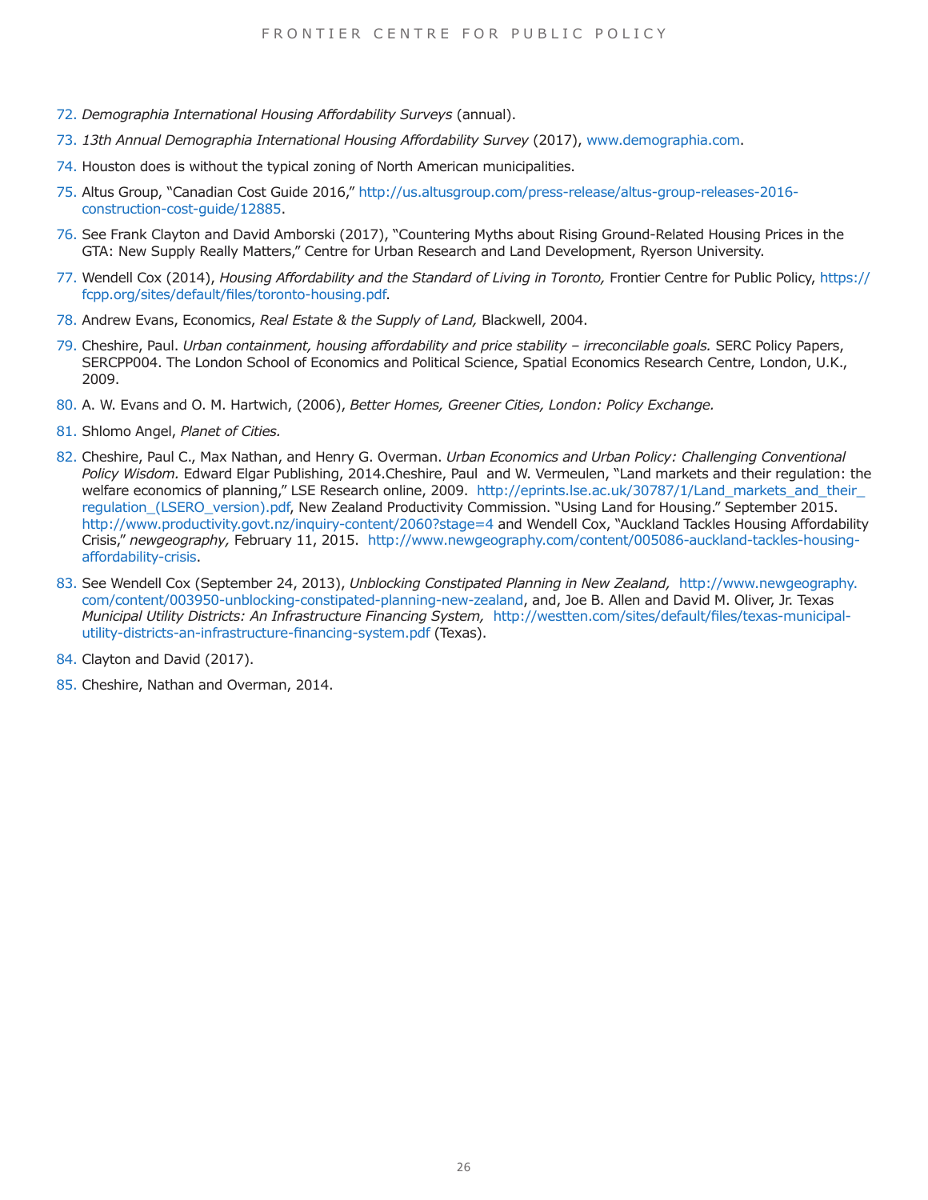72. *Demographia International Housing Affordability Surveys* (annual).

73. *13th Annual Demographia International Housing Affordability Survey* (2017), www.demographia.com.

74. Houston does is without the typical zoning of North American municipalities.

75. Altus Group, "Canadian Cost Guide 2016," http://us.altusgroup.com/press-release/altus-group-releases-2016-construction-cost-guide/12885.

76. See Frank Clayton and David Amborski (2017), "Countering Myths about Rising Ground-Related Housing Prices in the GTA: New Supply Really Matters," Centre for Urban Research and Land Development, Ryerson University.

77. Wendell Cox (2014), *Housing Affordability and the Standard of Living in Toronto,* Frontier Centre for Public Policy, https://fcpp.org/sites/default/files/toronto-housing.pdf.

78. Andrew Evans, Economics, *Real Estate & the Supply of Land,* Blackwell, 2004.

79. Cheshire, Paul. *Urban containment, housing affordability and price stability – irreconcilable goals.* SERC Policy Papers, SERCPP004. The London School of Economics and Political Science, Spatial Economics Research Centre, London, U.K., 2009.

80. A. W. Evans and O. M. Hartwich, (2006), *Better Homes, Greener Cities, London: Policy Exchange.*

81. Shlomo Angel, *Planet of Cities.*

82. Cheshire, Paul C., Max Nathan, and Henry G. Overman. *Urban Economics and Urban Policy: Challenging Conventional Policy Wisdom.* Edward Elgar Publishing, 2014.Cheshire, Paul and W. Vermeulen, "Land markets and their regulation: the welfare economics of planning," LSE Research online, 2009. http://eprints.lse.ac.uk/30787/1/Land_markets_and_their_regulation_(LSERO_version).pdf, New Zealand Productivity Commission. "Using Land for Housing." September 2015. http://www.productivity.govt.nz/inquiry-content/2060?stage=4 and Wendell Cox, "Auckland Tackles Housing Affordability Crisis," *newgeography,* February 11, 2015. http://www.newgeography.com/content/005086-auckland-tackles-housing-affordability-crisis.

83. See Wendell Cox (September 24, 2013), *Unblocking Constipated Planning in New Zealand,* http://www.newgeography.com/content/003950-unblocking-constipated-planning-new-zealand, and, Joe B. Allen and David M. Oliver, Jr. Texas *Municipal Utility Districts: An Infrastructure Financing System,* http://westten.com/sites/default/files/texas-municipal-utility-districts-an-infrastructure-financing-system.pdf (Texas).

84. Clayton and David (2017).

85. Cheshire, Nathan and Overman, 2014.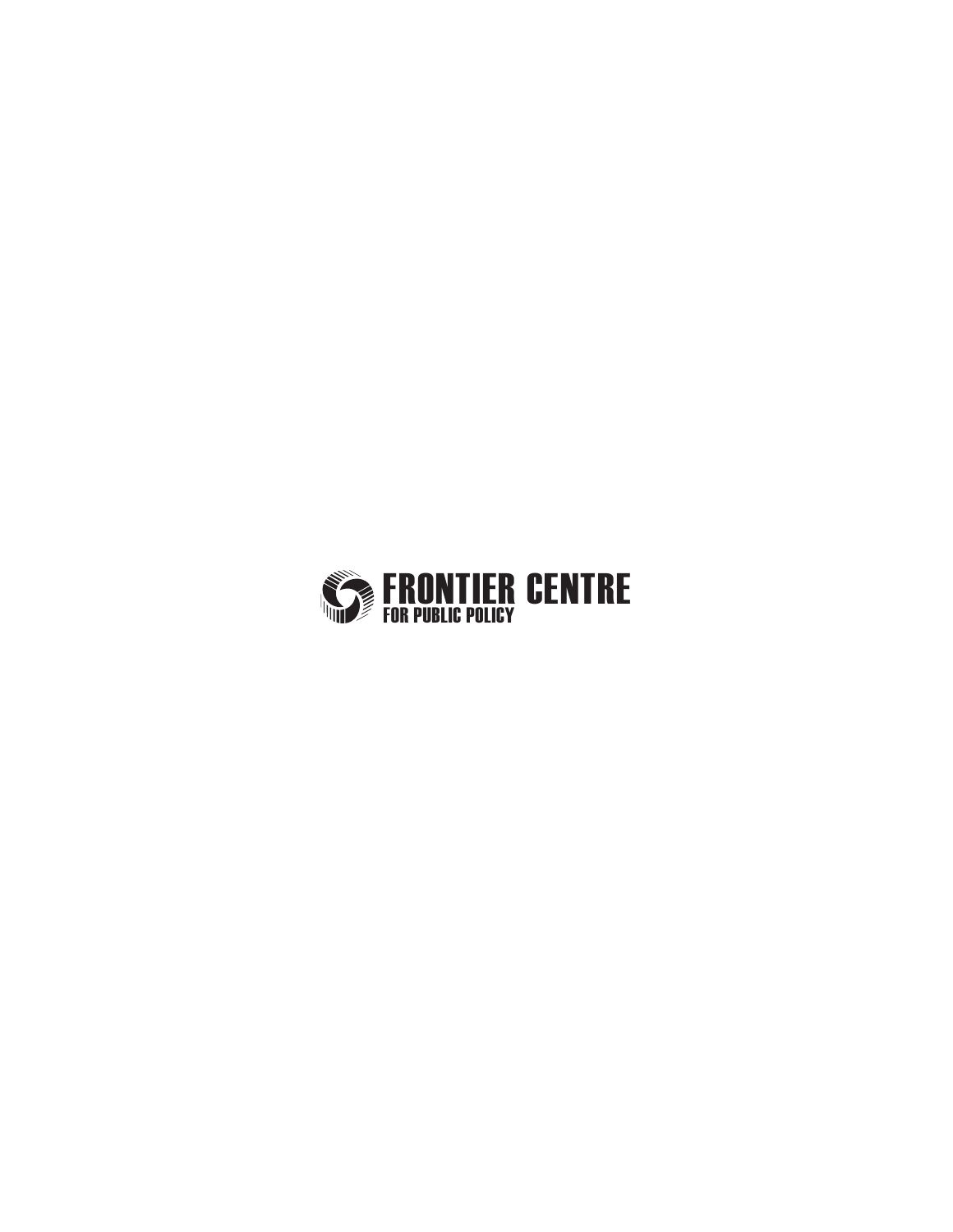FRONTIER CENTRE
FOR PUBLIC POLICY